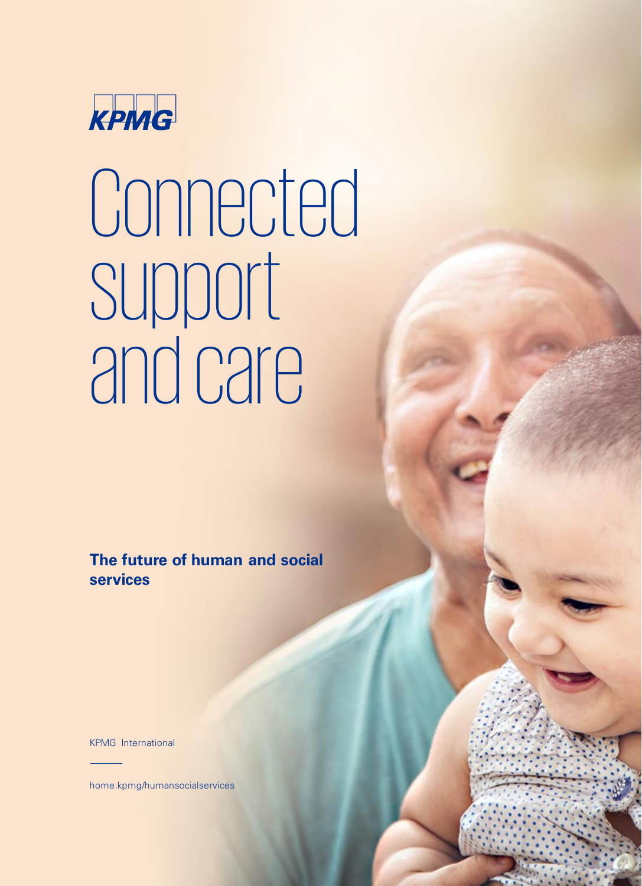KPMG

# Connected support and care

**The future of human and social services**

KPMG International

home.kpmg/humansocialservices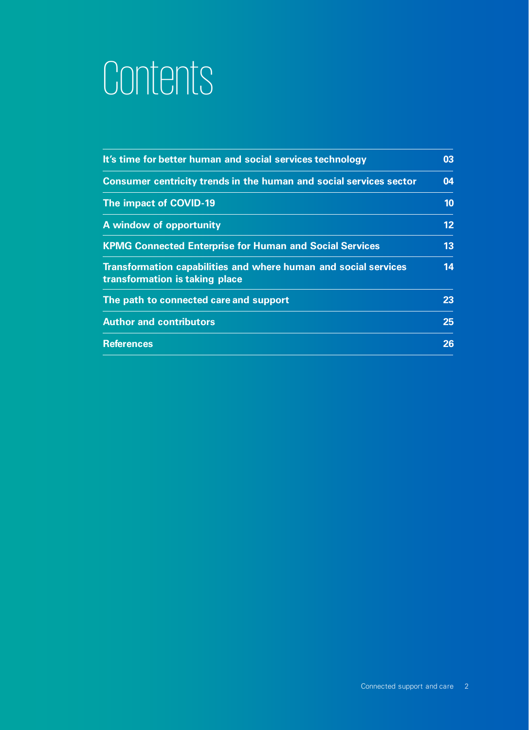# Contents

| | |
|---|---|
| It's time for better human and social services technology | 03 |
| Consumer centricity trends in the human and social services sector | 04 |
| The impact of COVID-19 | 10 |
| A window of opportunity | 12 |
| KPMG Connected Enterprise for Human and Social Services | 13 |
| Transformation capabilities and where human and social services transformation is taking place | 14 |
| The path to connected care and support | 23 |
| Author and contributors | 25 |
| References | 26 |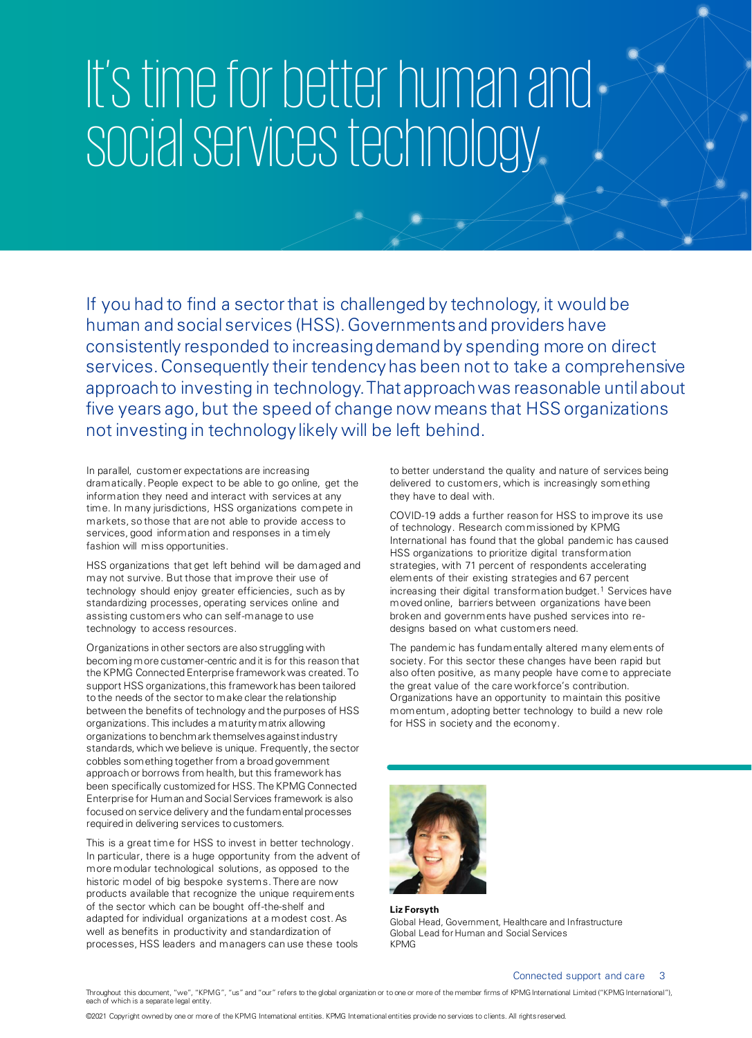# It's time for better human and social services technology

If you had to find a sector that is challenged by technology, it would be human and social services (HSS). Governments and providers have consistently responded to increasing demand by spending more on direct services. Consequently their tendency has been not to take a comprehensive approach to investing in technology. That approach was reasonable until about five years ago, but the speed of change now means that HSS organizations not investing in technology likely will be left behind.

In parallel, customer expectations are increasing dramatically. People expect to be able to go online, get the information they need and interact with services at any time. In many jurisdictions, HSS organizations compete in markets, so those that are not able to provide access to services, good information and responses in a timely fashion will miss opportunities.

HSS organizations that get left behind will be damaged and may not survive. But those that improve their use of technology should enjoy greater efficiencies, such as by standardizing processes, operating services online and assisting customers who can self-manage to use technology to access resources.

Organizations in other sectors are also struggling with becoming more customer-centric and it is for this reason that the KPMG Connected Enterprise framework was created. To support HSS organizations, this framework has been tailored to the needs of the sector to make clear the relationship between the benefits of technology and the purposes of HSS organizations. This includes a maturity matrix allowing organizations to benchmark themselves against industry standards, which we believe is unique. Frequently, the sector cobbles something together from a broad government approach or borrows from health, but this framework has been specifically customized for HSS. The KPMG Connected Enterprise for Human and Social Services framework is also focused on service delivery and the fundamental processes required in delivering services to customers.

This is a great time for HSS to invest in better technology. In particular, there is a huge opportunity from the advent of more modular technological solutions, as opposed to the historic model of big bespoke systems. There are now products available that recognize the unique requirements of the sector which can be bought off-the-shelf and adapted for individual organizations at a modest cost. As well as benefits in productivity and standardization of processes, HSS leaders and managers can use these tools to better understand the quality and nature of services being delivered to customers, which is increasingly something they have to deal with.

COVID-19 adds a further reason for HSS to improve its use of technology. Research commissioned by KPMG International has found that the global pandemic has caused HSS organizations to prioritize digital transformation strategies, with 71 percent of respondents accelerating elements of their existing strategies and 67 percent increasing their digital transformation budget.[1] Services have moved online, barriers between organizations have been broken and governments have pushed services into re-designs based on what customers need.

The pandemic has fundamentally altered many elements of society. For this sector these changes have been rapid but also often positive, as many people have come to appreciate the great value of the care workforce's contribution. Organizations have an opportunity to maintain this positive momentum, adopting better technology to build a new role for HSS in society and the economy.

**Liz Forsyth**
Global Head, Government, Healthcare and Infrastructure
Global Lead for Human and Social Services
KPMG

Throughout this document, "we", "KPMG", "us" and "our" refers to the global organization or to one or more of the member firms of KPMG International Limited ("KPMG International"), each of which is a separate legal entity.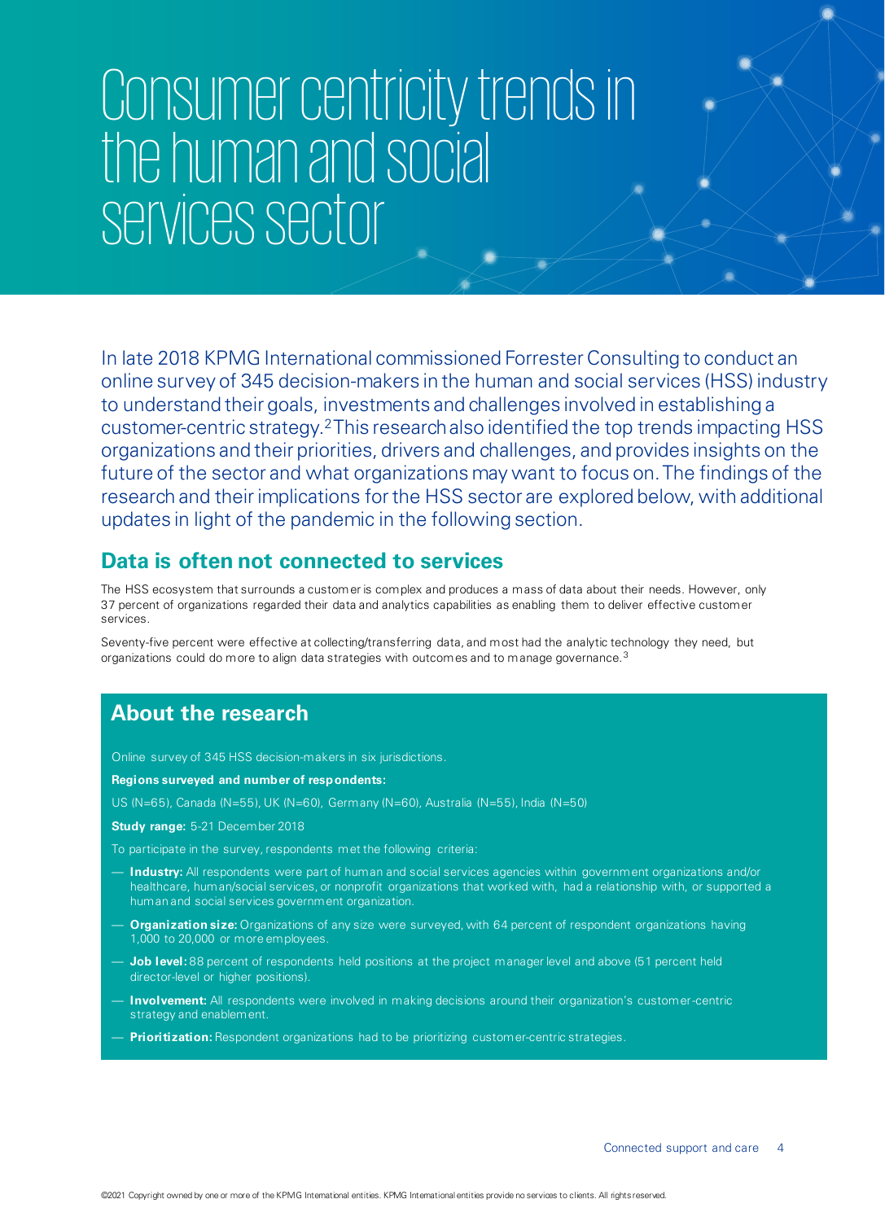# Consumer centricity trends in the human and social services sector

In late 2018 KPMG International commissioned Forrester Consulting to conduct an online survey of 345 decision-makers in the human and social services (HSS) industry to understand their goals, investments and challenges involved in establishing a customer-centric strategy.[2] This research also identified the top trends impacting HSS organizations and their priorities, drivers and challenges, and provides insights on the future of the sector and what organizations may want to focus on. The findings of the research and their implications for the HSS sector are explored below, with additional updates in light of the pandemic in the following section.

## Data is often not connected to services

The HSS ecosystem that surrounds a customer is complex and produces a mass of data about their needs. However, only 37 percent of organizations regarded their data and analytics capabilities as enabling them to deliver effective customer services.

Seventy-five percent were effective at collecting/transferring data, and most had the analytic technology they need, but organizations could do more to align data strategies with outcomes and to manage governance.[3]

## About the research

Online survey of 345 HSS decision-makers in six jurisdictions.

**Regions surveyed and number of respondents:**

US (N=65), Canada (N=55), UK (N=60), Germany (N=60), Australia (N=55), India (N=50)

**Study range:** 5-21 December 2018

To participate in the survey, respondents met the following criteria:

- **Industry:** All respondents were part of human and social services agencies within government organizations and/or healthcare, human/social services, or nonprofit organizations that worked with, had a relationship with, or supported a human and social services government organization.
- **Organization size:** Organizations of any size were surveyed, with 64 percent of respondent organizations having 1,000 to 20,000 or more employees.
- **Job level:** 88 percent of respondents held positions at the project manager level and above (51 percent held director-level or higher positions).
- **Involvement:** All respondents were involved in making decisions around their organization's customer-centric strategy and enablement.
- **Prioritization:** Respondent organizations had to be prioritizing customer-centric strategies.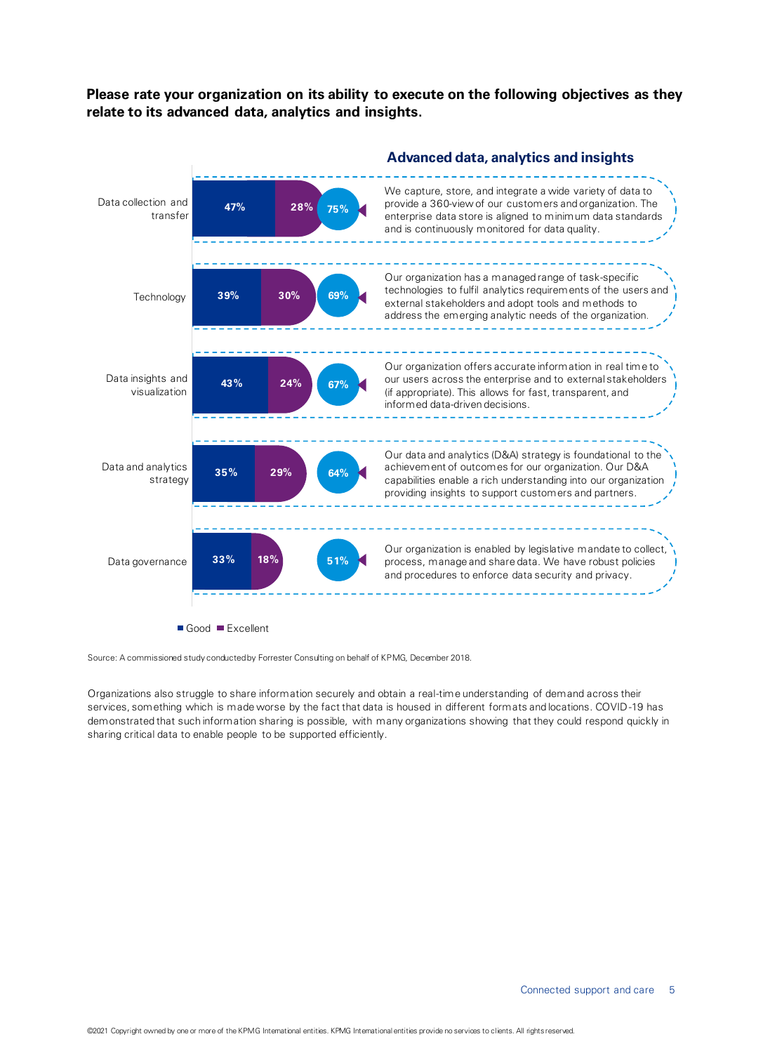**Please rate your organization on its ability to execute on the following objectives as they relate to its advanced data, analytics and insights.**

### Advanced data, analytics and insights

| | Good | Excellent | Total | Description |
|---|---|---|---|---|
| Data collection and transfer | 47% | 28% | 75% | We capture, store, and integrate a wide variety of data to provide a 360-view of our customers and organization. The enterprise data store is aligned to minimum data standards and is continuously monitored for data quality. |
| Technology | 39% | 30% | 69% | Our organization has a managed range of task-specific technologies to fulfil analytics requirements of the users and external stakeholders and adopt tools and methods to address the emerging analytic needs of the organization. |
| Data insights and visualization | 43% | 24% | 67% | Our organization offers accurate information in real time to our users across the enterprise and to external stakeholders (if appropriate). This allows for fast, transparent, and informed data-driven decisions. |
| Data and analytics strategy | 35% | 29% | 64% | Our data and analytics (D&A) strategy is foundational to the achievement of outcomes for our organization. Our D&A capabilities enable a rich understanding into our organization providing insights to support customers and partners. |
| Data governance | 33% | 18% | 51% | Our organization is enabled by legislative mandate to collect, process, manage and share data. We have robust policies and procedures to enforce data security and privacy. |

■ Good ■ Excellent

Source: A commissioned study conducted by Forrester Consulting on behalf of KPMG, December 2018.

Organizations also struggle to share information securely and obtain a real-time understanding of demand across their services, something which is made worse by the fact that data is housed in different formats and locations. COVID-19 has demonstrated that such information sharing is possible, with many organizations showing that they could respond quickly in sharing critical data to enable people to be supported efficiently.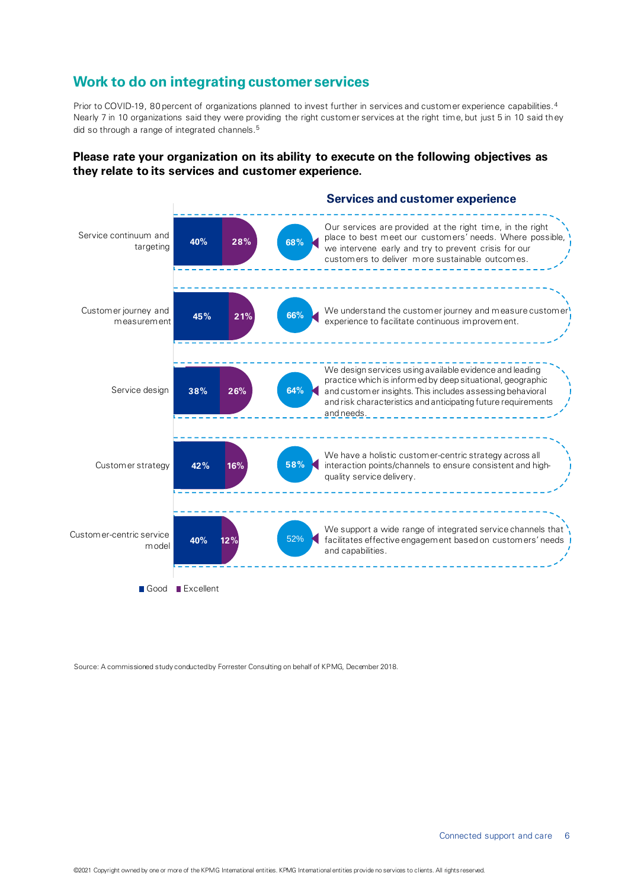## Work to do on integrating customer services

Prior to COVID-19, 80 percent of organizations planned to invest further in services and customer experience capabilities.[4] Nearly 7 in 10 organizations said they were providing the right customer services at the right time, but just 5 in 10 said they did so through a range of integrated channels.[5]

### Please rate your organization on its ability to execute on the following objectives as they relate to its services and customer experience.

**Services and customer experience**

| Objective | Good | Excellent | Total | Description |
|---|---|---|---|---|
| Service continuum and targeting | 40% | 28% | 68% | Our services are provided at the right time, in the right place to best meet our customers' needs. Where possible, we intervene early and try to prevent crisis for our customers to deliver more sustainable outcomes. |
| Customer journey and measurement | 45% | 21% | 66% | We understand the customer journey and measure customer experience to facilitate continuous improvement. |
| Service design | 38% | 26% | 64% | We design services using available evidence and leading practice which is informed by deep situational, geographic and customer insights. This includes assessing behavioral and risk characteristics and anticipating future requirements and needs. |
| Customer strategy | 42% | 16% | 58% | We have a holistic customer-centric strategy across all interaction points/channels to ensure consistent and high-quality service delivery. |
| Customer-centric service model | 40% | 12% | 52% | We support a wide range of integrated service channels that facilitates effective engagement based on customers' needs and capabilities. |

Source: A commissioned study conducted by Forrester Consulting on behalf of KPMG, December 2018.

©2021 Copyright owned by one or more of the KPMG International entities. KPMG International entities provide no services to clients. All rights reserved.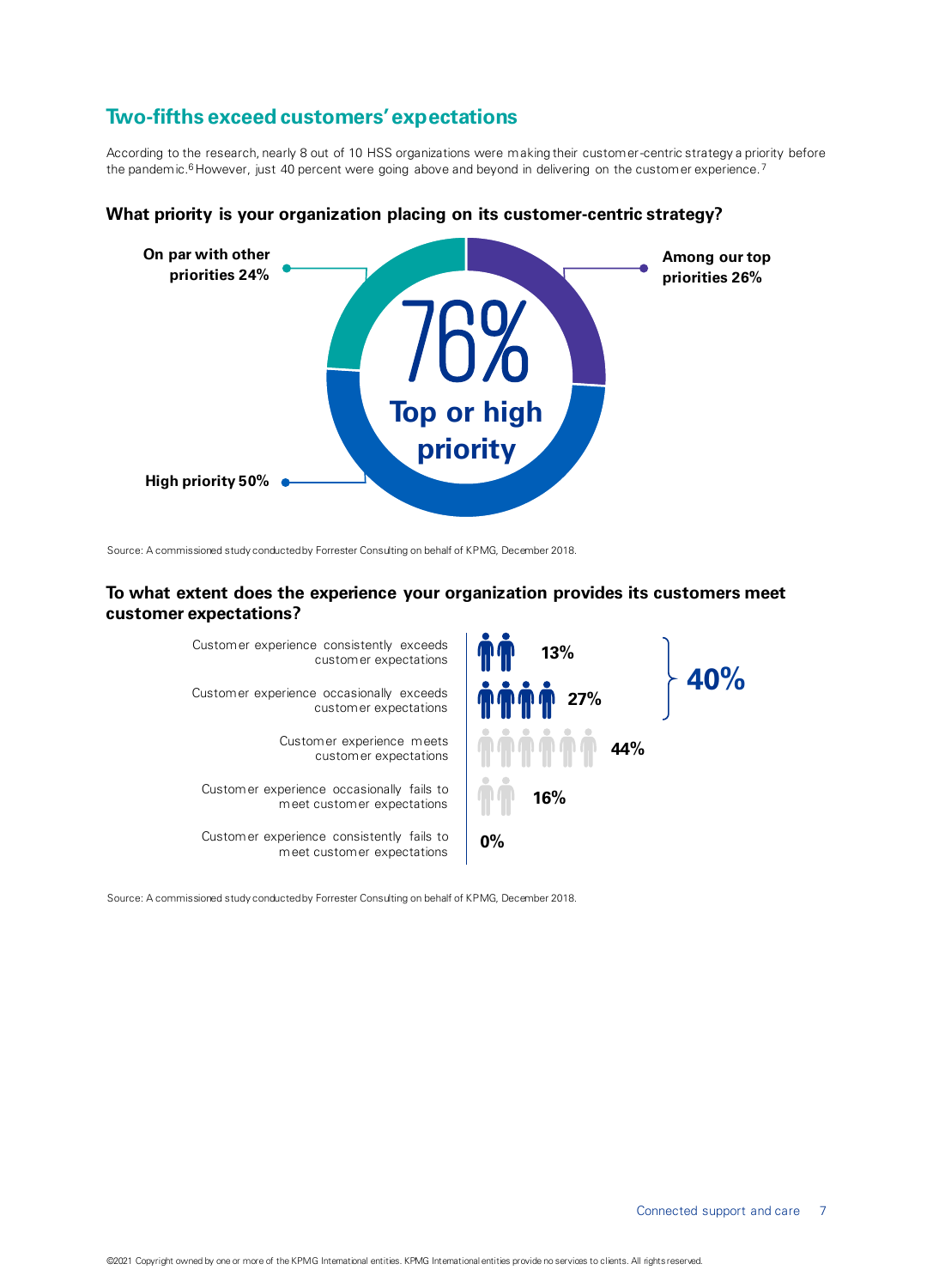## Two-fifths exceed customers' expectations

According to the research, nearly 8 out of 10 HSS organizations were making their customer-centric strategy a priority before the pandemic.[6] However, just 40 percent were going above and beyond in delivering on the customer experience.[7]

### What priority is your organization placing on its customer-centric strategy?

76% Top or high priority

- Among our top priorities 26%
- High priority 50%
- On par with other priorities 24%

Source: A commissioned study conducted by Forrester Consulting on behalf of KPMG, December 2018.

### To what extent does the experience your organization provides its customers meet customer expectations?

| Response | % |
| --- | --- |
| Customer experience consistently exceeds customer expectations | 13% |
| Customer experience occasionally exceeds customer expectations | 27% |
| Customer experience meets customer expectations | 44% |
| Customer experience occasionally fails to meet customer expectations | 16% |
| Customer experience consistently fails to meet customer expectations | 0% |

40% (consistently or occasionally exceeds customer expectations)

Source: A commissioned study conducted by Forrester Consulting on behalf of KPMG, December 2018.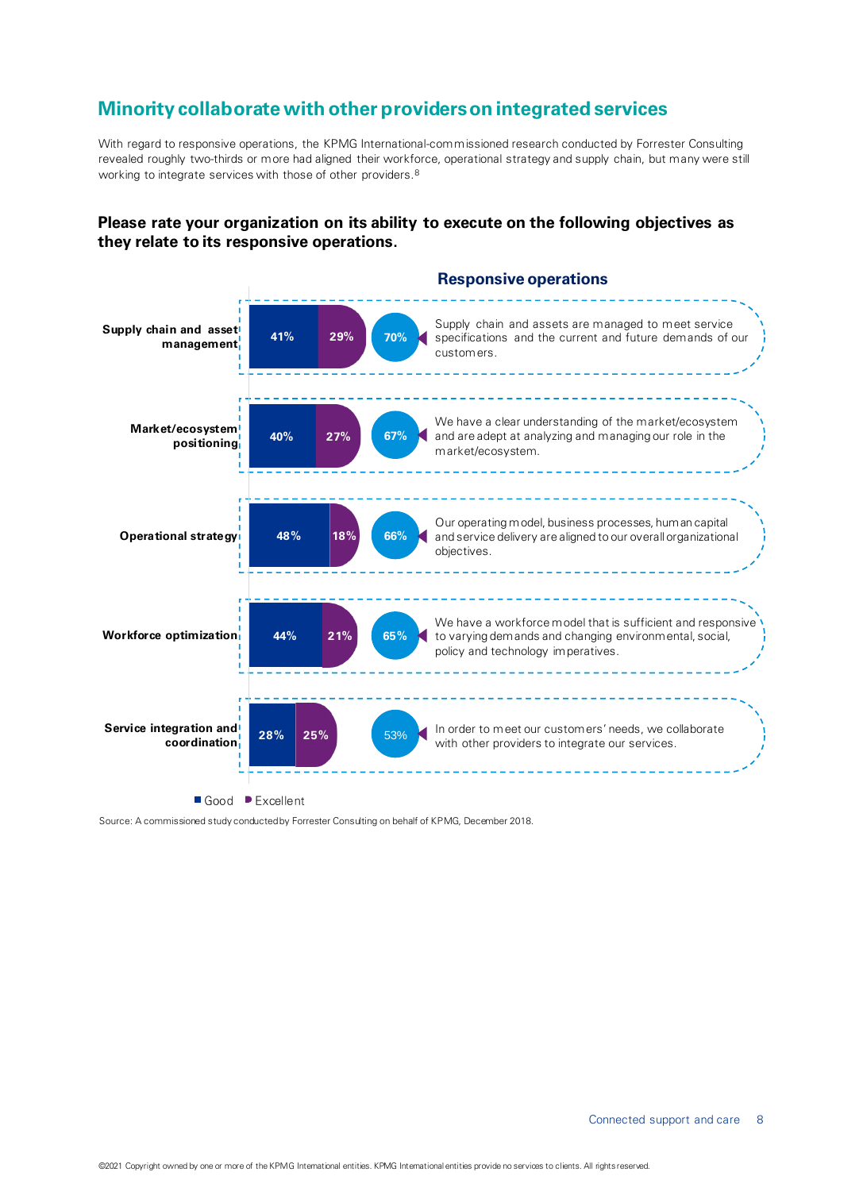## Minority collaborate with other providers on integrated services

With regard to responsive operations, the KPMG International-commissioned research conducted by Forrester Consulting revealed roughly two-thirds or more had aligned their workforce, operational strategy and supply chain, but many were still working to integrate services with those of other providers.[8]

### Please rate your organization on its ability to execute on the following objectives as they relate to its responsive operations.

**Responsive operations**

| Objective | Good | Excellent | Total | Description |
|---|---|---|---|---|
| Supply chain and asset management | 41% | 29% | 70% | Supply chain and assets are managed to meet service specifications and the current and future demands of our customers. |
| Market/ecosystem positioning | 40% | 27% | 67% | We have a clear understanding of the market/ecosystem and are adept at analyzing and managing our role in the market/ecosystem. |
| Operational strategy | 48% | 18% | 66% | Our operating model, business processes, human capital and service delivery are aligned to our overall organizational objectives. |
| Workforce optimization | 44% | 21% | 65% | We have a workforce model that is sufficient and responsive to varying demands and changing environmental, social, policy and technology imperatives. |
| Service integration and coordination | 28% | 25% | 53% | In order to meet our customers' needs, we collaborate with other providers to integrate our services. |

Source: A commissioned study conducted by Forrester Consulting on behalf of KPMG, December 2018.

©2021 Copyright owned by one or more of the KPMG International entities. KPMG International entities provide no services to clients. All rights reserved.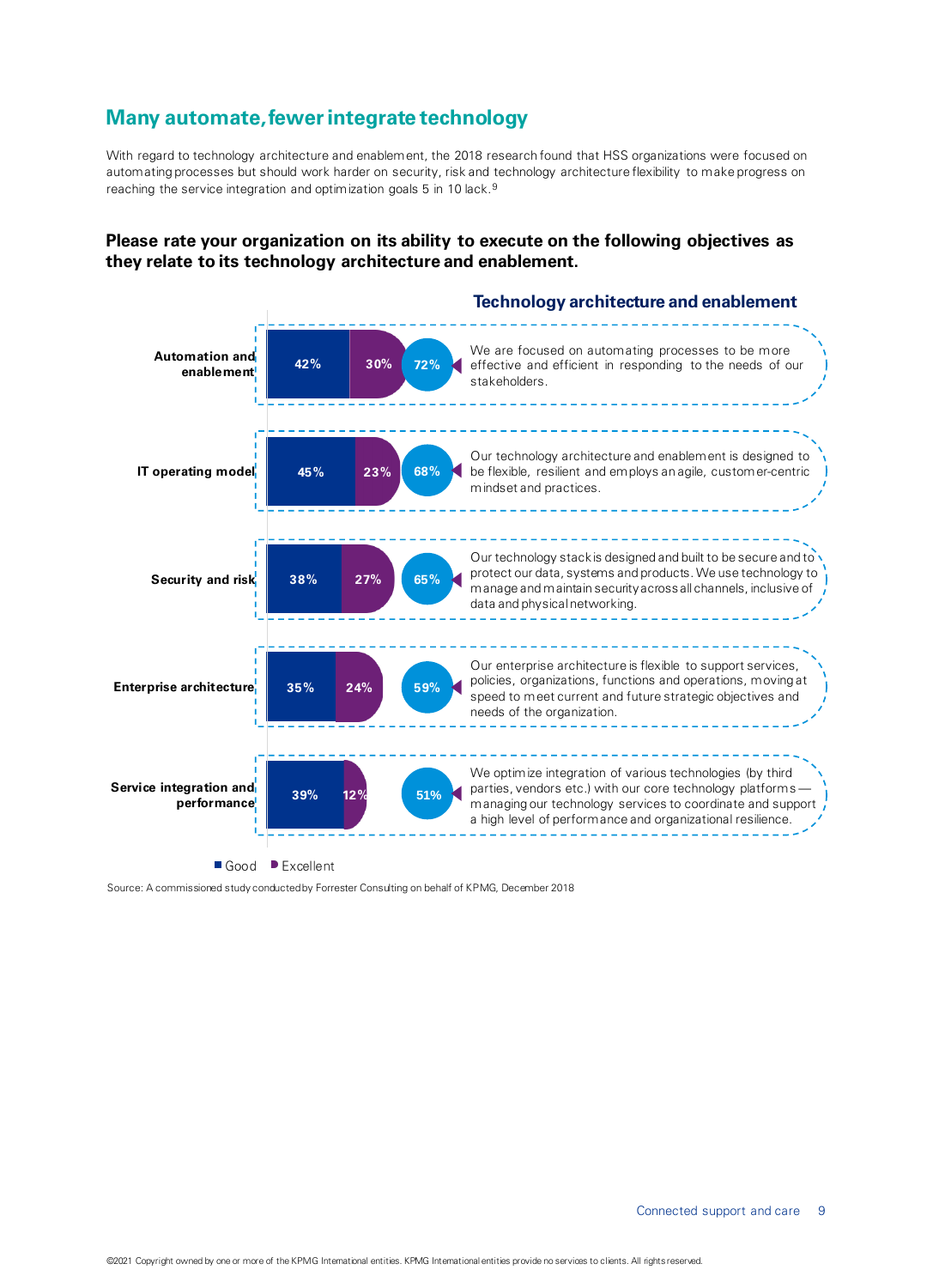## Many automate, fewer integrate technology

With regard to technology architecture and enablement, the 2018 research found that HSS organizations were focused on automating processes but should work harder on security, risk and technology architecture flexibility to make progress on reaching the service integration and optimization goals 5 in 10 lack.[9]

### Please rate your organization on its ability to execute on the following objectives as they relate to its technology architecture and enablement.

**Technology architecture and enablement**

| | Good | Excellent | Total | Description |
|---|---|---|---|---|
| **Automation and enablement** | 42% | 30% | 72% | We are focused on automating processes to be more effective and efficient in responding to the needs of our stakeholders. |
| **IT operating model** | 45% | 23% | 68% | Our technology architecture and enablement is designed to be flexible, resilient and employs an agile, customer-centric mindset and practices. |
| **Security and risk** | 38% | 27% | 65% | Our technology stack is designed and built to be secure and to protect our data, systems and products. We use technology to manage and maintain security across all channels, inclusive of data and physical networking. |
| **Enterprise architecture** | 35% | 24% | 59% | Our enterprise architecture is flexible to support services, policies, organizations, functions and operations, moving at speed to meet current and future strategic objectives and needs of the organization. |
| **Service integration and performance** | 39% | 12% | 51% | We optimize integration of various technologies (by third parties, vendors etc.) with our core technology platforms — managing our technology services to coordinate and support a high level of performance and organizational resilience. |

Good | Excellent

Source: A commissioned study conducted by Forrester Consulting on behalf of KPMG, December 2018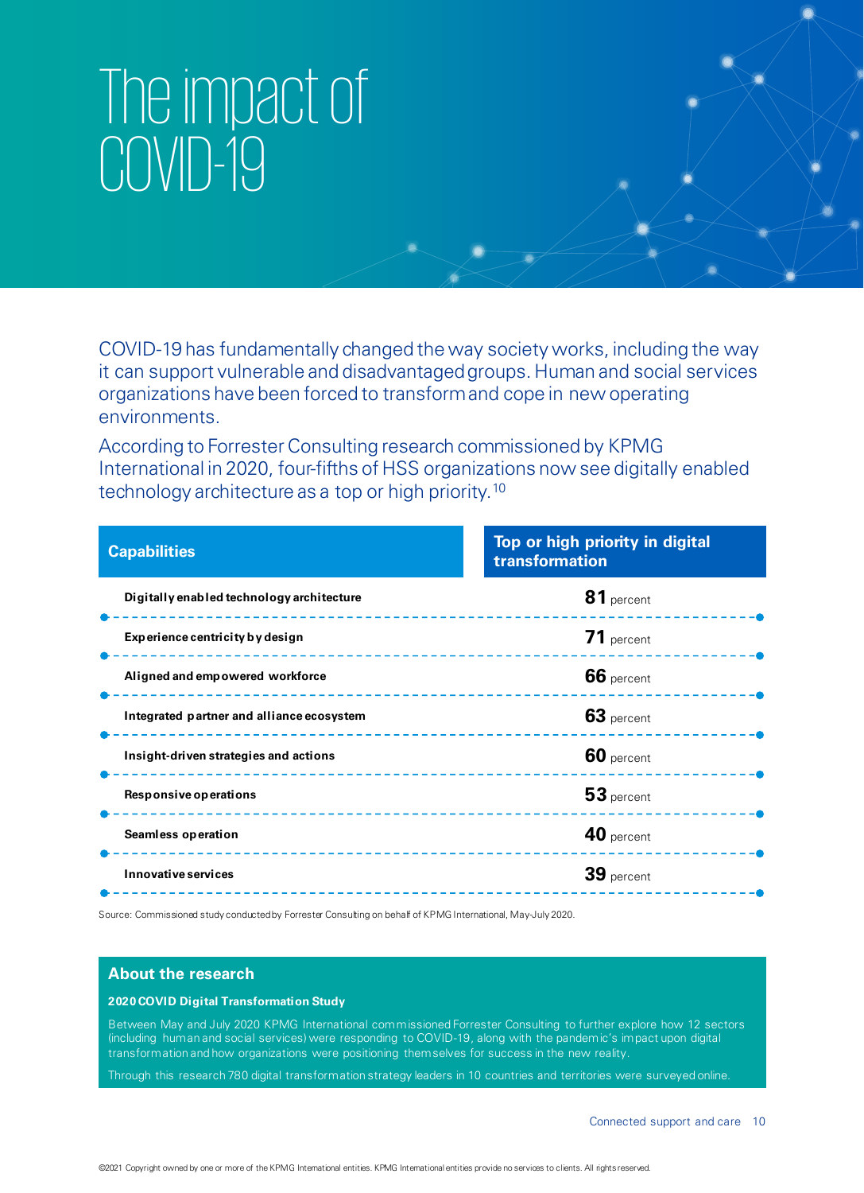# The impact of COVID-19

COVID-19 has fundamentally changed the way society works, including the way it can support vulnerable and disadvantaged groups. Human and social services organizations have been forced to transform and cope in new operating environments.

According to Forrester Consulting research commissioned by KPMG International in 2020, four-fifths of HSS organizations now see digitally enabled technology architecture as a top or high priority.[10]

| Capabilities | Top or high priority in digital transformation |
|---|---|
| Digitally enabled technology architecture | **81** percent |
| Experience centricity by design | **71** percent |
| Aligned and empowered workforce | **66** percent |
| Integrated partner and alliance ecosystem | **63** percent |
| Insight-driven strategies and actions | **60** percent |
| Responsive operations | **53** percent |
| Seamless operation | **40** percent |
| Innovative services | **39** percent |

Source: Commissioned study conducted by Forrester Consulting on behalf of KPMG International, May-July 2020.

## About the research

**2020 COVID Digital Transformation Study**

Between May and July 2020 KPMG International commissioned Forrester Consulting to further explore how 12 sectors (including human and social services) were responding to COVID-19, along with the pandemic's impact upon digital transformation and how organizations were positioning themselves for success in the new reality.

Through this research 780 digital transformation strategy leaders in 10 countries and territories were surveyed online.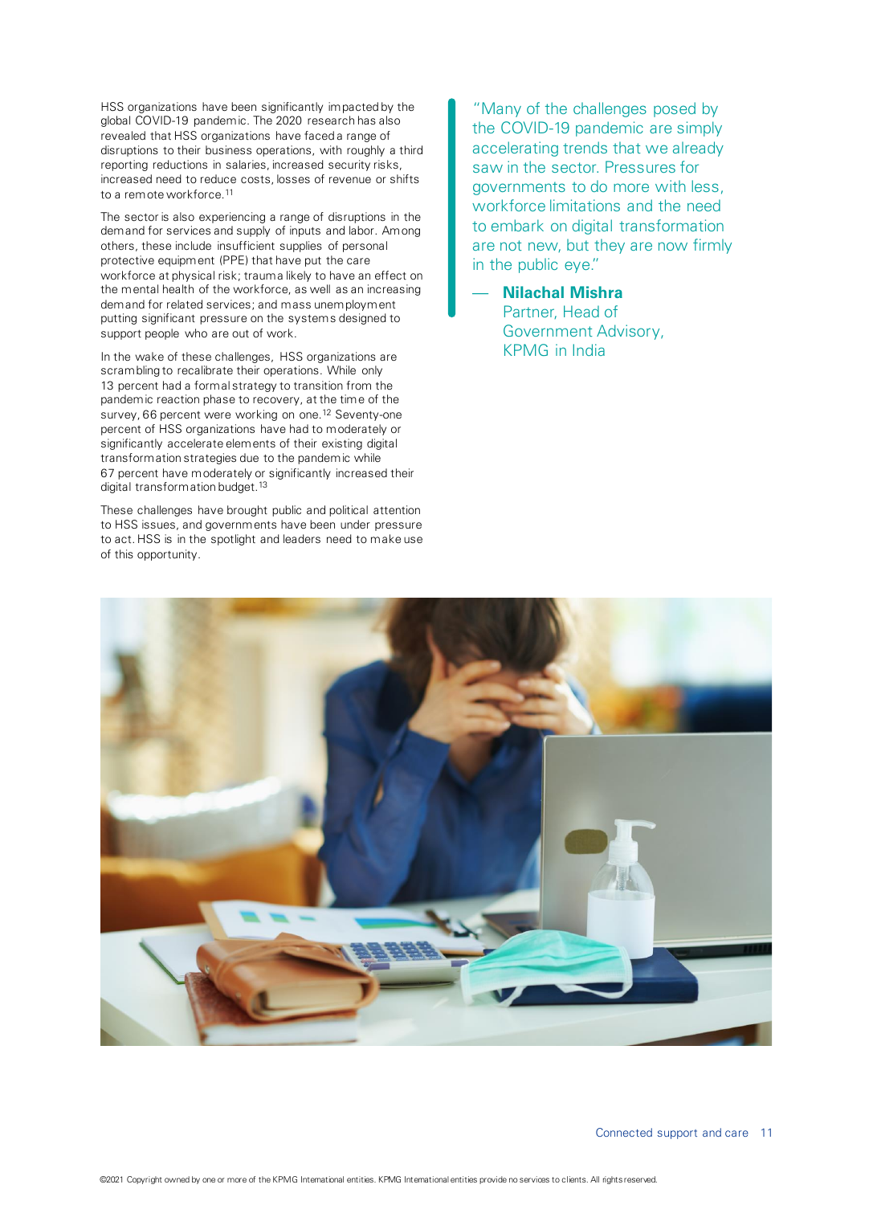HSS organizations have been significantly impacted by the global COVID-19 pandemic. The 2020 research has also revealed that HSS organizations have faced a range of disruptions to their business operations, with roughly a third reporting reductions in salaries, increased security risks, increased need to reduce costs, losses of revenue or shifts to a remote workforce.[11]

The sector is also experiencing a range of disruptions in the demand for services and supply of inputs and labor. Among others, these include insufficient supplies of personal protective equipment (PPE) that have put the care workforce at physical risk; trauma likely to have an effect on the mental health of the workforce, as well as an increasing demand for related services; and mass unemployment putting significant pressure on the systems designed to support people who are out of work.

In the wake of these challenges, HSS organizations are scrambling to recalibrate their operations. While only 13 percent had a formal strategy to transition from the pandemic reaction phase to recovery, at the time of the survey, 66 percent were working on one.[12] Seventy-one percent of HSS organizations have had to moderately or significantly accelerate elements of their existing digital transformation strategies due to the pandemic while 67 percent have moderately or significantly increased their digital transformation budget.[13]

These challenges have brought public and political attention to HSS issues, and governments have been under pressure to act. HSS is in the spotlight and leaders need to make use of this opportunity.

> "Many of the challenges posed by the COVID-19 pandemic are simply accelerating trends that we already saw in the sector. Pressures for governments to do more with less, workforce limitations and the need to embark on digital transformation are not new, but they are now firmly in the public eye."
>
> — **Nilachal Mishra**
> Partner, Head of Government Advisory, KPMG in India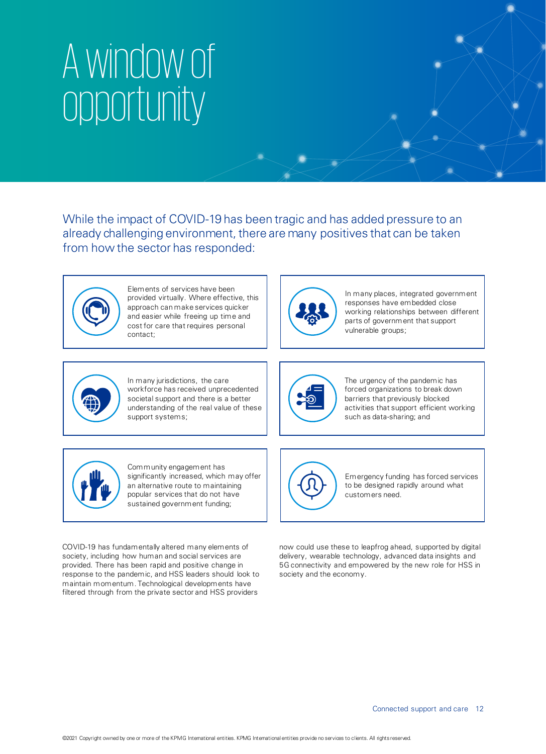# A window of opportunity

While the impact of COVID-19 has been tragic and has added pressure to an already challenging environment, there are many positives that can be taken from how the sector has responded:

- Elements of services have been provided virtually. Where effective, this approach can make services quicker and easier while freeing up time and cost for care that requires personal contact;
- In many places, integrated government responses have embedded close working relationships between different parts of government that support vulnerable groups;
- In many jurisdictions, the care workforce has received unprecedented societal support and there is a better understanding of the real value of these support systems;
- The urgency of the pandemic has forced organizations to break down barriers that previously blocked activities that support efficient working such as data-sharing; and
- Community engagement has significantly increased, which may offer an alternative route to maintaining popular services that do not have sustained government funding;
- Emergency funding has forced services to be designed rapidly around what customers need.

COVID-19 has fundamentally altered many elements of society, including how human and social services are provided. There has been rapid and positive change in response to the pandemic, and HSS leaders should look to maintain momentum. Technological developments have filtered through from the private sector and HSS providers now could use these to leapfrog ahead, supported by digital delivery, wearable technology, advanced data insights and 5G connectivity and empowered by the new role for HSS in society and the economy.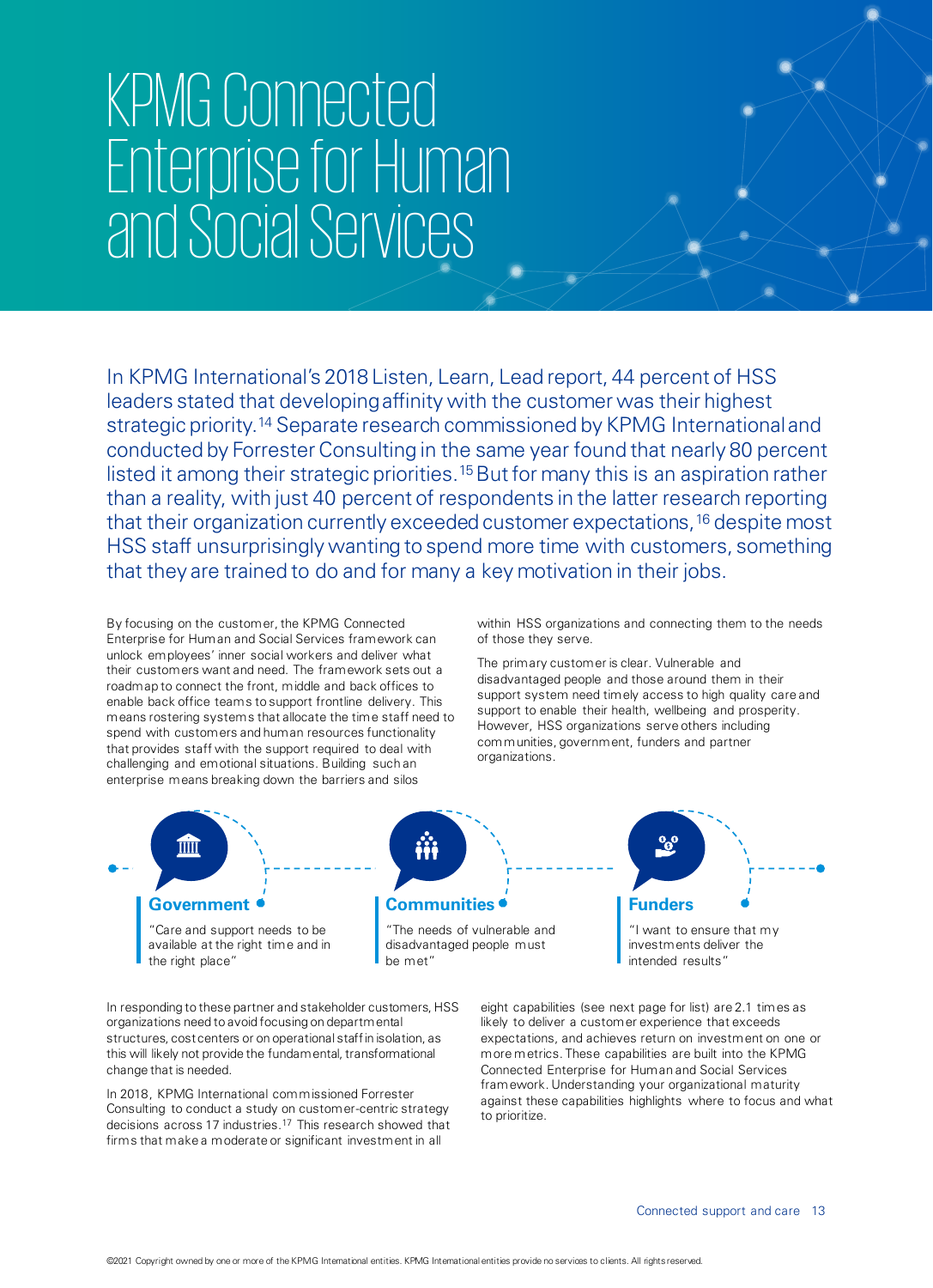# KPMG Connected Enterprise for Human and Social Services

In KPMG International's 2018 Listen, Learn, Lead report, 44 percent of HSS leaders stated that developing affinity with the customer was their highest strategic priority.[14] Separate research commissioned by KPMG International and conducted by Forrester Consulting in the same year found that nearly 80 percent listed it among their strategic priorities.[15] But for many this is an aspiration rather than a reality, with just 40 percent of respondents in the latter research reporting that their organization currently exceeded customer expectations,[16] despite most HSS staff unsurprisingly wanting to spend more time with customers, something that they are trained to do and for many a key motivation in their jobs.

By focusing on the customer, the KPMG Connected Enterprise for Human and Social Services framework can unlock employees' inner social workers and deliver what their customers want and need. The framework sets out a roadmap to connect the front, middle and back offices to enable back office teams to support frontline delivery. This means rostering systems that allocate the time staff need to spend with customers and human resources functionality that provides staff with the support required to deal with challenging and emotional situations. Building such an enterprise means breaking down the barriers and silos within HSS organizations and connecting them to the needs of those they serve.

The primary customer is clear. Vulnerable and disadvantaged people and those around them in their support system need timely access to high quality care and support to enable their health, wellbeing and prosperity. However, HSS organizations serve others including communities, government, funders and partner organizations.

**Government**
"Care and support needs to be available at the right time and in the right place"

**Communities**
"The needs of vulnerable and disadvantaged people must be met"

**Funders**
"I want to ensure that my investments deliver the intended results"

In responding to these partner and stakeholder customers, HSS organizations need to avoid focusing on departmental structures, cost centers or on operational staff in isolation, as this will likely not provide the fundamental, transformational change that is needed.

In 2018, KPMG International commissioned Forrester Consulting to conduct a study on customer-centric strategy decisions across 17 industries.[17] This research showed that firms that make a moderate or significant investment in all eight capabilities (see next page for list) are 2.1 times as likely to deliver a customer experience that exceeds expectations, and achieves return on investment on one or more metrics. These capabilities are built into the KPMG Connected Enterprise for Human and Social Services framework. Understanding your organizational maturity against these capabilities highlights where to focus and what to prioritize.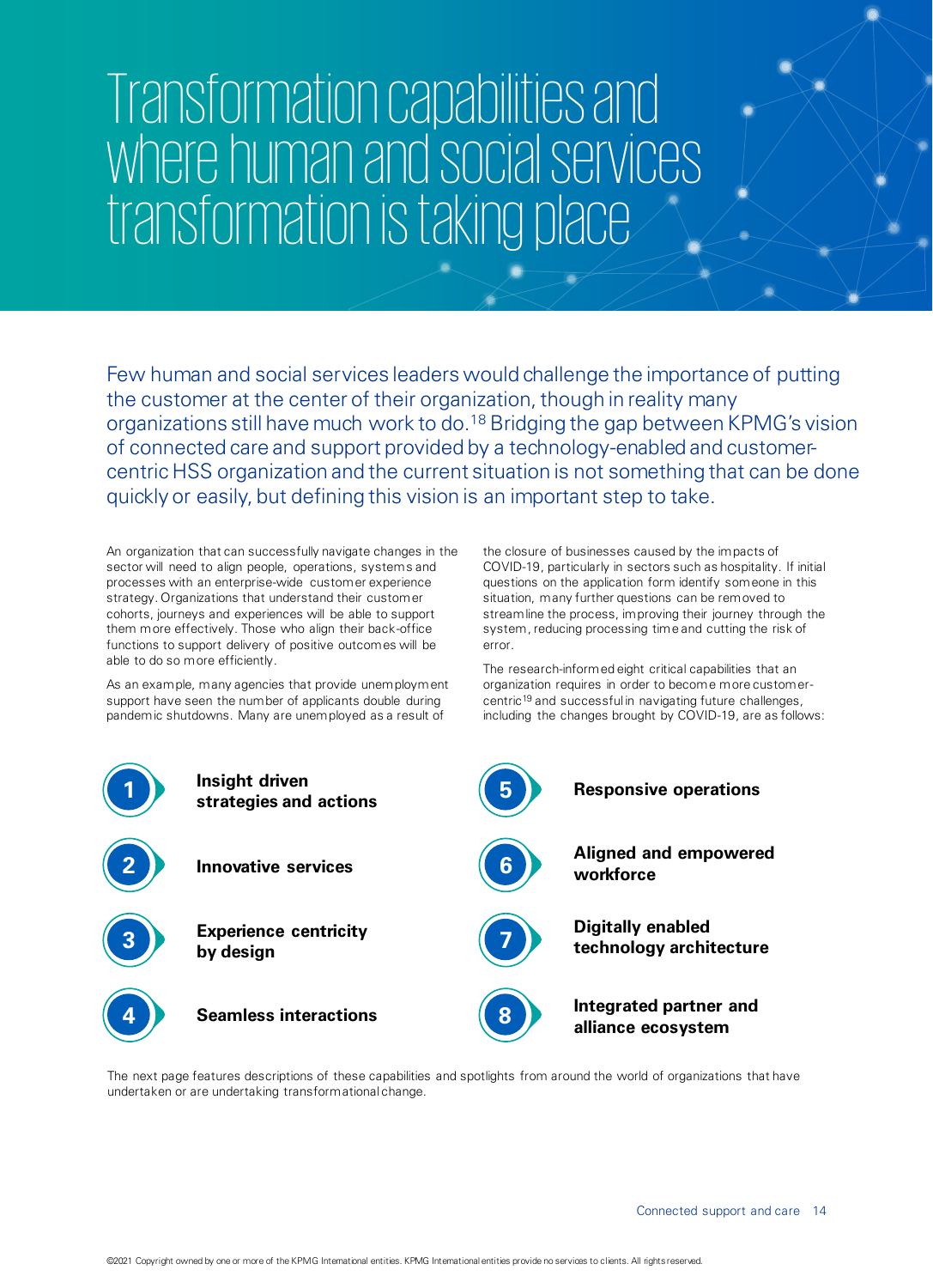# Transformation capabilities and where human and social services transformation is taking place

Few human and social services leaders would challenge the importance of putting the customer at the center of their organization, though in reality many organizations still have much work to do.[18] Bridging the gap between KPMG's vision of connected care and support provided by a technology-enabled and customer-centric HSS organization and the current situation is not something that can be done quickly or easily, but defining this vision is an important step to take.

An organization that can successfully navigate changes in the sector will need to align people, operations, systems and processes with an enterprise-wide customer experience strategy. Organizations that understand their customer cohorts, journeys and experiences will be able to support them more effectively. Those who align their back-office functions to support delivery of positive outcomes will be able to do so more efficiently.

As an example, many agencies that provide unemployment support have seen the number of applicants double during pandemic shutdowns. Many are unemployed as a result of the closure of businesses caused by the impacts of COVID-19, particularly in sectors such as hospitality. If initial questions on the application form identify someone in this situation, many further questions can be removed to streamline the process, improving their journey through the system, reducing processing time and cutting the risk of error.

The research-informed eight critical capabilities that an organization requires in order to become more customer-centric[19] and successful in navigating future challenges, including the changes brought by COVID-19, are as follows:

1. **Insight driven strategies and actions**
2. **Innovative services**
3. **Experience centricity by design**
4. **Seamless interactions**
5. **Responsive operations**
6. **Aligned and empowered workforce**
7. **Digitally enabled technology architecture**
8. **Integrated partner and alliance ecosystem**

The next page features descriptions of these capabilities and spotlights from around the world of organizations that have undertaken or are undertaking transformational change.

©2021 Copyright owned by one or more of the KPMG International entities. KPMG International entities provide no services to clients. All rights reserved.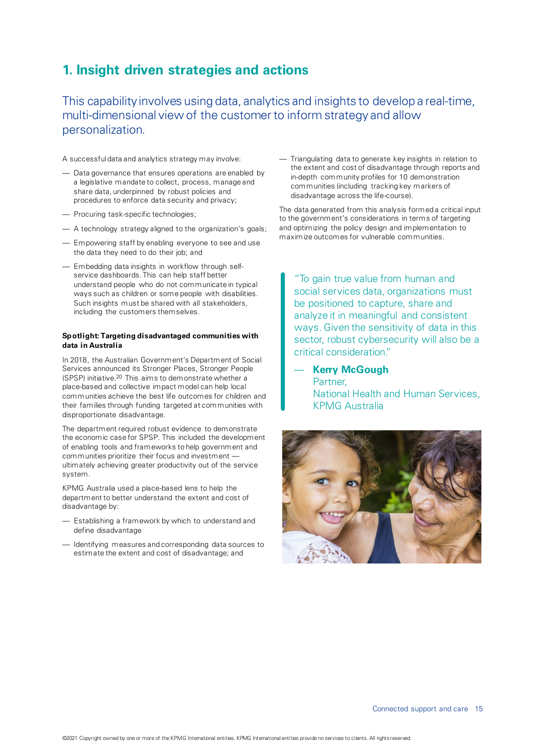## 1. Insight driven strategies and actions

This capability involves using data, analytics and insights to develop a real-time, multi-dimensional view of the customer to inform strategy and allow personalization.

A successful data and analytics strategy may involve:

- Data governance that ensures operations are enabled by a legislative mandate to collect, process, manage and share data, underpinned by robust policies and procedures to enforce data security and privacy;
- Procuring task-specific technologies;
- A technology strategy aligned to the organization's goals;
- Empowering staff by enabling everyone to see and use the data they need to do their job; and
- Embedding data insights in workflow through self-service dashboards. This can help staff better understand people who do not communicate in typical ways such as children or some people with disabilities. Such insights must be shared with all stakeholders, including the customers themselves.

**Spotlight: Targeting disadvantaged communities with data in Australia**

In 2018, the Australian Government's Department of Social Services announced its Stronger Places, Stronger People (SPSP) initiative.[20] This aims to demonstrate whether a place-based and collective impact model can help local communities achieve the best life outcomes for children and their families through funding targeted at communities with disproportionate disadvantage.

The department required robust evidence to demonstrate the economic case for SPSP. This included the development of enabling tools and frameworks to help government and communities prioritize their focus and investment — ultimately achieving greater productivity out of the service system.

KPMG Australia used a place-based lens to help the department to better understand the extent and cost of disadvantage by:

- Establishing a framework by which to understand and define disadvantage
- Identifying measures and corresponding data sources to estimate the extent and cost of disadvantage; and
- Triangulating data to generate key insights in relation to the extent and cost of disadvantage through reports and in-depth community profiles for 10 demonstration communities (including tracking key markers of disadvantage across the life-course).

The data generated from this analysis formed a critical input to the government's considerations in terms of targeting and optimizing the policy design and implementation to maximize outcomes for vulnerable communities.

> "To gain true value from human and social services data, organizations must be positioned to capture, share and analyze it in meaningful and consistent ways. Given the sensitivity of data in this sector, robust cybersecurity will also be a critical consideration."
>
> — **Kerry McGough**
> Partner,
> National Health and Human Services,
> KPMG Australia

©2021 Copyright owned by one or more of the KPMG International entities. KPMG International entities provide no services to clients. All rights reserved.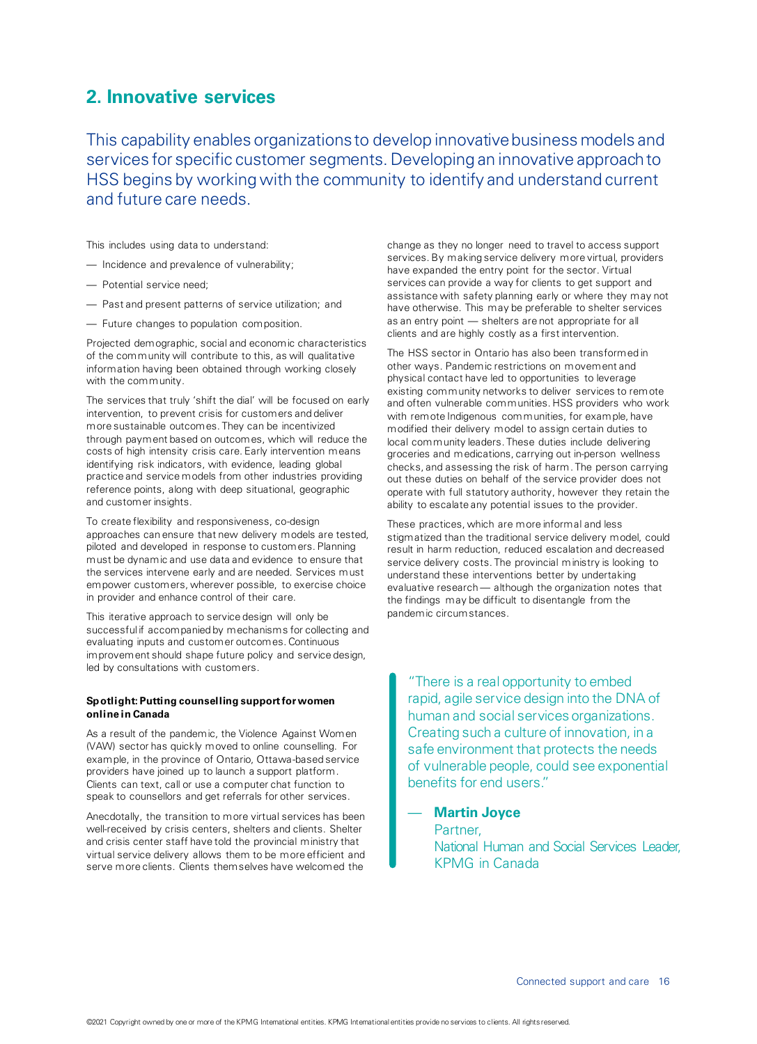## 2. Innovative services

This capability enables organizations to develop innovative business models and services for specific customer segments. Developing an innovative approach to HSS begins by working with the community to identify and understand current and future care needs.

This includes using data to understand:

- Incidence and prevalence of vulnerability;
- Potential service need;
- Past and present patterns of service utilization; and
- Future changes to population composition.

Projected demographic, social and economic characteristics of the community will contribute to this, as will qualitative information having been obtained through working closely with the community.

The services that truly 'shift the dial' will be focused on early intervention, to prevent crisis for customers and deliver more sustainable outcomes. They can be incentivized through payment based on outcomes, which will reduce the costs of high intensity crisis care. Early intervention means identifying risk indicators, with evidence, leading global practice and service models from other industries providing reference points, along with deep situational, geographic and customer insights.

To create flexibility and responsiveness, co-design approaches can ensure that new delivery models are tested, piloted and developed in response to customers. Planning must be dynamic and use data and evidence to ensure that the services intervene early and are needed. Services must empower customers, wherever possible, to exercise choice in provider and enhance control of their care.

This iterative approach to service design will only be successful if accompanied by mechanisms for collecting and evaluating inputs and customer outcomes. Continuous improvement should shape future policy and service design, led by consultations with customers.

**Spotlight: Putting counselling support for women online in Canada**

As a result of the pandemic, the Violence Against Women (VAW) sector has quickly moved to online counselling. For example, in the province of Ontario, Ottawa-based service providers have joined up to launch a support platform. Clients can text, call or use a computer chat function to speak to counsellors and get referrals for other services.

Anecdotally, the transition to more virtual services has been well-received by crisis centers, shelters and clients. Shelter and crisis center staff have told the provincial ministry that virtual service delivery allows them to be more efficient and serve more clients. Clients themselves have welcomed the change as they no longer need to travel to access support services. By making service delivery more virtual, providers have expanded the entry point for the sector. Virtual services can provide a way for clients to get support and assistance with safety planning early or where they may not have otherwise. This may be preferable to shelter services as an entry point — shelters are not appropriate for all clients and are highly costly as a first intervention.

The HSS sector in Ontario has also been transformed in other ways. Pandemic restrictions on movement and physical contact have led to opportunities to leverage existing community networks to deliver services to remote and often vulnerable communities. HSS providers who work with remote Indigenous communities, for example, have modified their delivery model to assign certain duties to local community leaders. These duties include delivering groceries and medications, carrying out in-person wellness checks, and assessing the risk of harm. The person carrying out these duties on behalf of the service provider does not operate with full statutory authority, however they retain the ability to escalate any potential issues to the provider.

These practices, which are more informal and less stigmatized than the traditional service delivery model, could result in harm reduction, reduced escalation and decreased service delivery costs. The provincial ministry is looking to understand these interventions better by undertaking evaluative research — although the organization notes that the findings may be difficult to disentangle from the pandemic circumstances.

> "There is a real opportunity to embed rapid, agile service design into the DNA of human and social services organizations. Creating such a culture of innovation, in a safe environment that protects the needs of vulnerable people, could see exponential benefits for end users."
>
> — **Martin Joyce**
> Partner,
> National Human and Social Services Leader,
> KPMG in Canada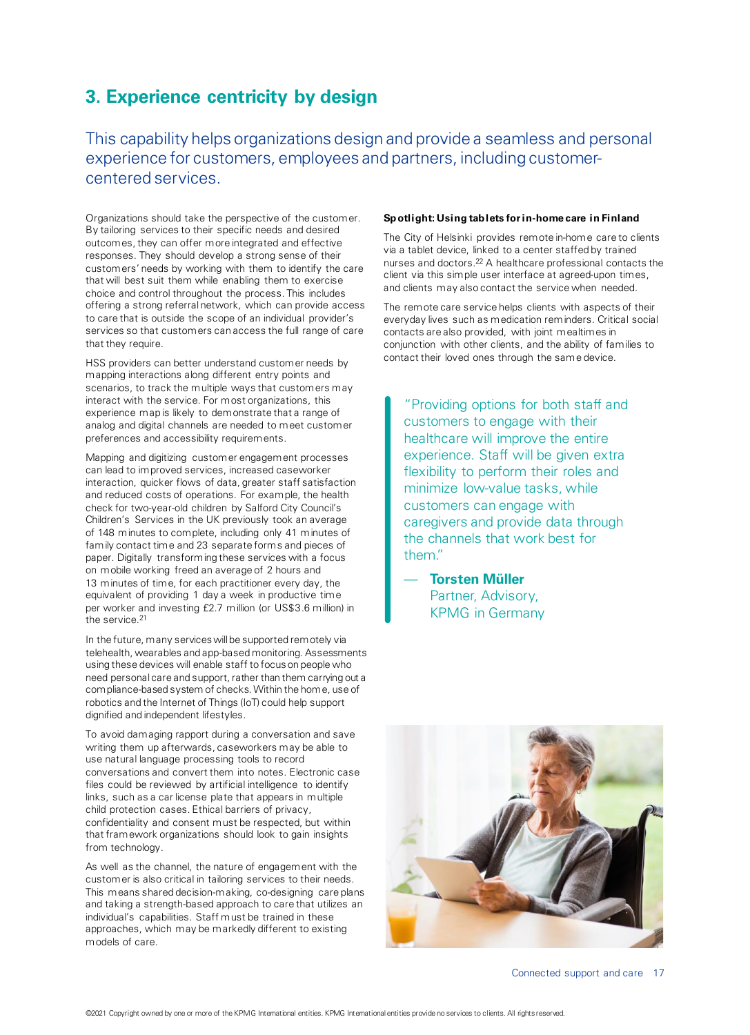## 3. Experience centricity by design

This capability helps organizations design and provide a seamless and personal experience for customers, employees and partners, including customer-centered services.

Organizations should take the perspective of the customer. By tailoring services to their specific needs and desired outcomes, they can offer more integrated and effective responses. They should develop a strong sense of their customers' needs by working with them to identify the care that will best suit them while enabling them to exercise choice and control throughout the process. This includes offering a strong referral network, which can provide access to care that is outside the scope of an individual provider's services so that customers can access the full range of care that they require.

HSS providers can better understand customer needs by mapping interactions along different entry points and scenarios, to track the multiple ways that customers may interact with the service. For most organizations, this experience map is likely to demonstrate that a range of analog and digital channels are needed to meet customer preferences and accessibility requirements.

Mapping and digitizing customer engagement processes can lead to improved services, increased caseworker interaction, quicker flows of data, greater staff satisfaction and reduced costs of operations. For example, the health check for two-year-old children by Salford City Council's Children's Services in the UK previously took an average of 148 minutes to complete, including only 41 minutes of family contact time and 23 separate forms and pieces of paper. Digitally transforming these services with a focus on mobile working freed an average of 2 hours and 13 minutes of time, for each practitioner every day, the equivalent of providing 1 day a week in productive time per worker and investing £2.7 million (or US$3.6 million) in the service.[21]

In the future, many services will be supported remotely via telehealth, wearables and app-based monitoring. Assessments using these devices will enable staff to focus on people who need personal care and support, rather than them carrying out a compliance-based system of checks. Within the home, use of robotics and the Internet of Things (IoT) could help support dignified and independent lifestyles.

To avoid damaging rapport during a conversation and save writing them up afterwards, caseworkers may be able to use natural language processing tools to record conversations and convert them into notes. Electronic case files could be reviewed by artificial intelligence to identify links, such as a car license plate that appears in multiple child protection cases. Ethical barriers of privacy, confidentiality and consent must be respected, but within that framework organizations should look to gain insights from technology.

As well as the channel, the nature of engagement with the customer is also critical in tailoring services to their needs. This means shared decision-making, co-designing care plans and taking a strength-based approach to care that utilizes an individual's capabilities. Staff must be trained in these approaches, which may be markedly different to existing models of care.

**Spotlight: Using tablets for in-home care in Finland**

The City of Helsinki provides remote in-home care to clients via a tablet device, linked to a center staffed by trained nurses and doctors.[22] A healthcare professional contacts the client via this simple user interface at agreed-upon times, and clients may also contact the service when needed.

The remote care service helps clients with aspects of their everyday lives such as medication reminders. Critical social contacts are also provided, with joint mealtimes in conjunction with other clients, and the ability of families to contact their loved ones through the same device.

> "Providing options for both staff and customers to engage with their healthcare will improve the entire experience. Staff will be given extra flexibility to perform their roles and minimize low-value tasks, while customers can engage with caregivers and provide data through the channels that work best for them."
>
> — **Torsten Müller**
> Partner, Advisory,
> KPMG in Germany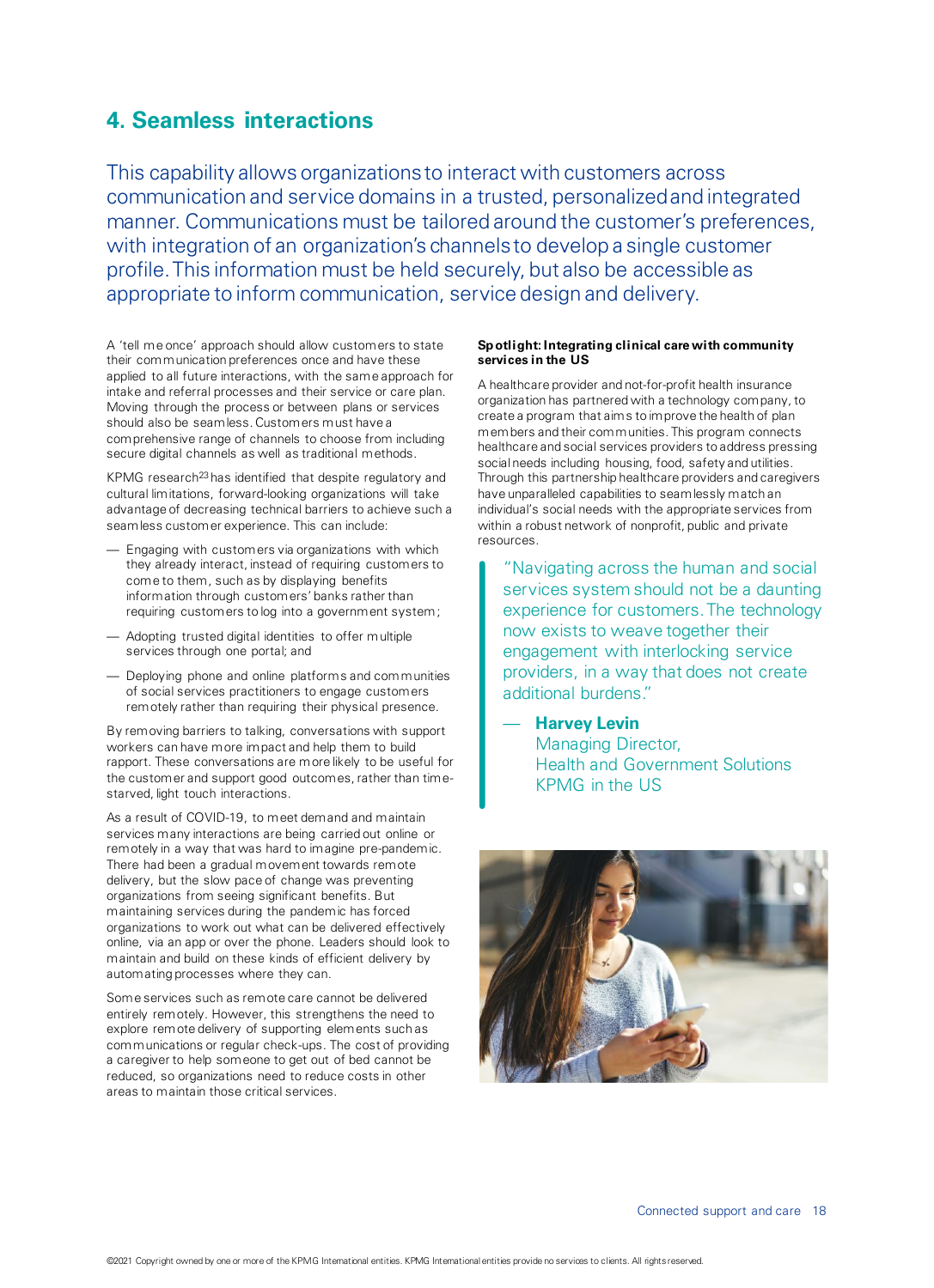## 4. Seamless interactions

This capability allows organizations to interact with customers across communication and service domains in a trusted, personalized and integrated manner. Communications must be tailored around the customer's preferences, with integration of an organization's channels to develop a single customer profile. This information must be held securely, but also be accessible as appropriate to inform communication, service design and delivery.

A 'tell me once' approach should allow customers to state their communication preferences once and have these applied to all future interactions, with the same approach for intake and referral processes and their service or care plan. Moving through the process or between plans or services should also be seamless. Customers must have a comprehensive range of channels to choose from including secure digital channels as well as traditional methods.

KPMG research[23] has identified that despite regulatory and cultural limitations, forward-looking organizations will take advantage of decreasing technical barriers to achieve such a seamless customer experience. This can include:

- Engaging with customers via organizations with which they already interact, instead of requiring customers to come to them, such as by displaying benefits information through customers' banks rather than requiring customers to log into a government system;
- Adopting trusted digital identities to offer multiple services through one portal; and
- Deploying phone and online platforms and communities of social services practitioners to engage customers remotely rather than requiring their physical presence.

By removing barriers to talking, conversations with support workers can have more impact and help them to build rapport. These conversations are more likely to be useful for the customer and support good outcomes, rather than time-starved, light touch interactions.

As a result of COVID-19, to meet demand and maintain services many interactions are being carried out online or remotely in a way that was hard to imagine pre-pandemic. There had been a gradual movement towards remote delivery, but the slow pace of change was preventing organizations from seeing significant benefits. But maintaining services during the pandemic has forced organizations to work out what can be delivered effectively online, via an app or over the phone. Leaders should look to maintain and build on these kinds of efficient delivery by automating processes where they can.

Some services such as remote care cannot be delivered entirely remotely. However, this strengthens the need to explore remote delivery of supporting elements such as communications or regular check-ups. The cost of providing a caregiver to help someone to get out of bed cannot be reduced, so organizations need to reduce costs in other areas to maintain those critical services.

**Spotlight: Integrating clinical care with community services in the US**

A healthcare provider and not-for-profit health insurance organization has partnered with a technology company, to create a program that aims to improve the health of plan members and their communities. This program connects healthcare and social services providers to address pressing social needs including housing, food, safety and utilities. Through this partnership healthcare providers and caregivers have unparalleled capabilities to seamlessly match an individual's social needs with the appropriate services from within a robust network of nonprofit, public and private resources.

> "Navigating across the human and social services system should not be a daunting experience for customers. The technology now exists to weave together their engagement with interlocking service providers, in a way that does not create additional burdens."
>
> — **Harvey Levin**
> Managing Director,
> Health and Government Solutions
> KPMG in the US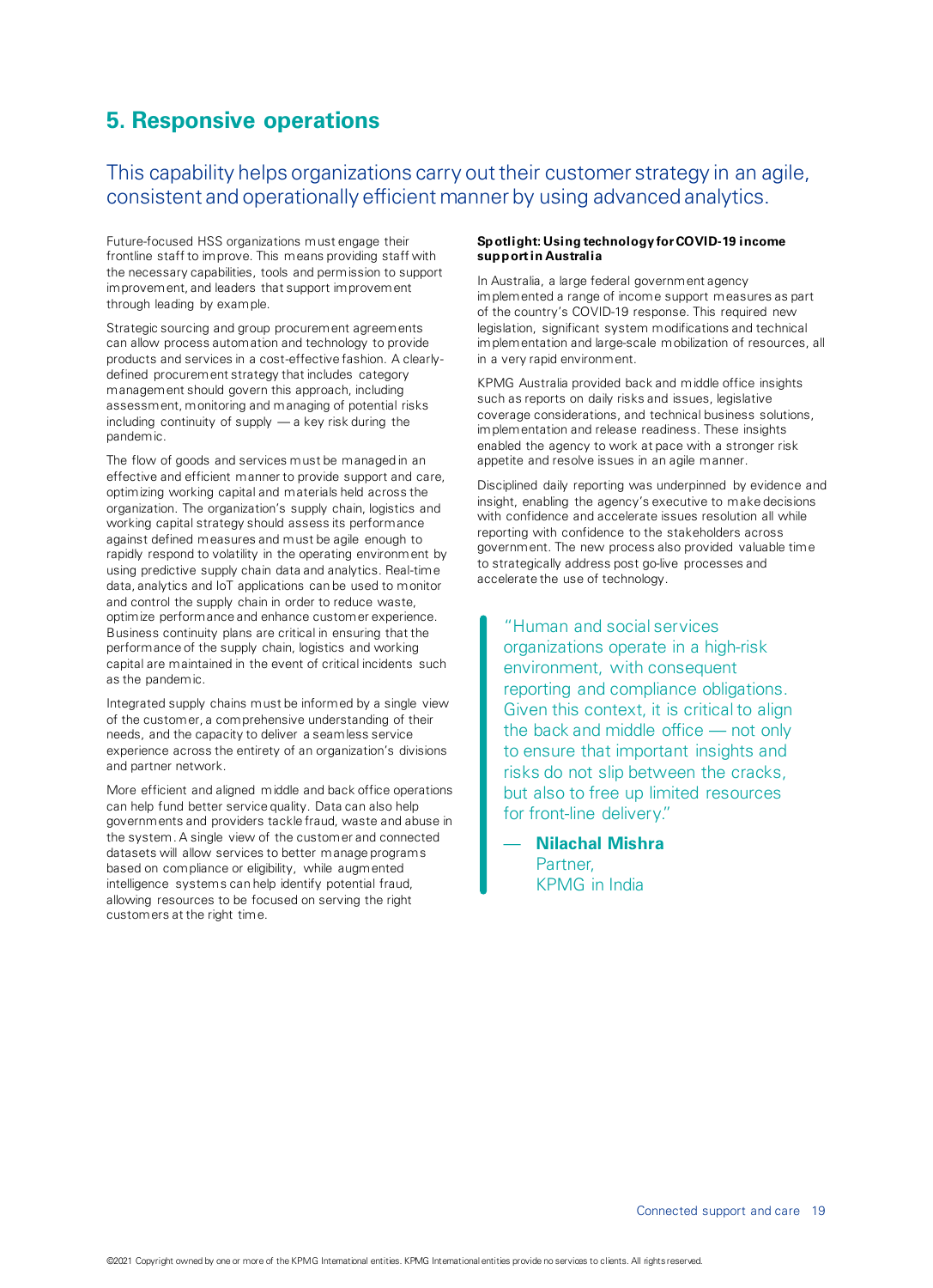## 5. Responsive operations

This capability helps organizations carry out their customer strategy in an agile, consistent and operationally efficient manner by using advanced analytics.

Future-focused HSS organizations must engage their frontline staff to improve. This means providing staff with the necessary capabilities, tools and permission to support improvement, and leaders that support improvement through leading by example.

Strategic sourcing and group procurement agreements can allow process automation and technology to provide products and services in a cost-effective fashion. A clearly-defined procurement strategy that includes category management should govern this approach, including assessment, monitoring and managing of potential risks including continuity of supply — a key risk during the pandemic.

The flow of goods and services must be managed in an effective and efficient manner to provide support and care, optimizing working capital and materials held across the organization. The organization's supply chain, logistics and working capital strategy should assess its performance against defined measures and must be agile enough to rapidly respond to volatility in the operating environment by using predictive supply chain data and analytics. Real-time data, analytics and IoT applications can be used to monitor and control the supply chain in order to reduce waste, optimize performance and enhance customer experience. Business continuity plans are critical in ensuring that the performance of the supply chain, logistics and working capital are maintained in the event of critical incidents such as the pandemic.

Integrated supply chains must be informed by a single view of the customer, a comprehensive understanding of their needs, and the capacity to deliver a seamless service experience across the entirety of an organization's divisions and partner network.

More efficient and aligned middle and back office operations can help fund better service quality. Data can also help governments and providers tackle fraud, waste and abuse in the system. A single view of the customer and connected datasets will allow services to better manage programs based on compliance or eligibility, while augmented intelligence systems can help identify potential fraud, allowing resources to be focused on serving the right customers at the right time.

**Spotlight: Using technology for COVID-19 income support in Australia**

In Australia, a large federal government agency implemented a range of income support measures as part of the country's COVID-19 response. This required new legislation, significant system modifications and technical implementation and large-scale mobilization of resources, all in a very rapid environment.

KPMG Australia provided back and middle office insights such as reports on daily risks and issues, legislative coverage considerations, and technical business solutions, implementation and release readiness. These insights enabled the agency to work at pace with a stronger risk appetite and resolve issues in an agile manner.

Disciplined daily reporting was underpinned by evidence and insight, enabling the agency's executive to make decisions with confidence and accelerate issues resolution all while reporting with confidence to the stakeholders across government. The new process also provided valuable time to strategically address post go-live processes and accelerate the use of technology.

> "Human and social services organizations operate in a high-risk environment, with consequent reporting and compliance obligations. Given this context, it is critical to align the back and middle office — not only to ensure that important insights and risks do not slip between the cracks, but also to free up limited resources for front-line delivery."
>
> — **Nilachal Mishra**
> Partner,
> KPMG in India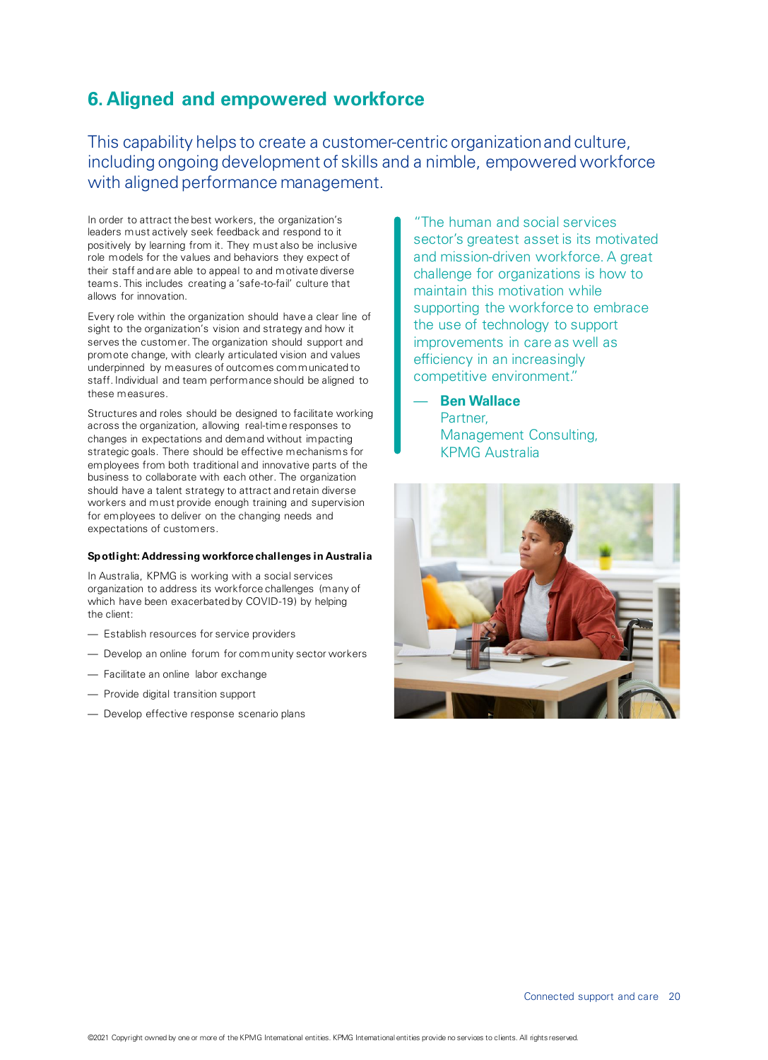## 6. Aligned and empowered workforce

This capability helps to create a customer-centric organization and culture, including ongoing development of skills and a nimble, empowered workforce with aligned performance management.

In order to attract the best workers, the organization's leaders must actively seek feedback and respond to it positively by learning from it. They must also be inclusive role models for the values and behaviors they expect of their staff and are able to appeal to and motivate diverse teams. This includes creating a 'safe-to-fail' culture that allows for innovation.

Every role within the organization should have a clear line of sight to the organization's vision and strategy and how it serves the customer. The organization should support and promote change, with clearly articulated vision and values underpinned by measures of outcomes communicated to staff. Individual and team performance should be aligned to these measures.

Structures and roles should be designed to facilitate working across the organization, allowing real-time responses to changes in expectations and demand without impacting strategic goals. There should be effective mechanisms for employees from both traditional and innovative parts of the business to collaborate with each other. The organization should have a talent strategy to attract and retain diverse workers and must provide enough training and supervision for employees to deliver on the changing needs and expectations of customers.

**Spotlight: Addressing workforce challenges in Australia**

In Australia, KPMG is working with a social services organization to address its workforce challenges (many of which have been exacerbated by COVID-19) by helping the client:

- Establish resources for service providers
- Develop an online forum for community sector workers
- Facilitate an online labor exchange
- Provide digital transition support
- Develop effective response scenario plans

> "The human and social services sector's greatest asset is its motivated and mission-driven workforce. A great challenge for organizations is how to maintain this motivation while supporting the workforce to embrace the use of technology to support improvements in care as well as efficiency in an increasingly competitive environment."
>
> — **Ben Wallace**
> Partner,
> Management Consulting,
> KPMG Australia

©2021 Copyright owned by one or more of the KPMG International entities. KPMG International entities provide no services to clients. All rights reserved.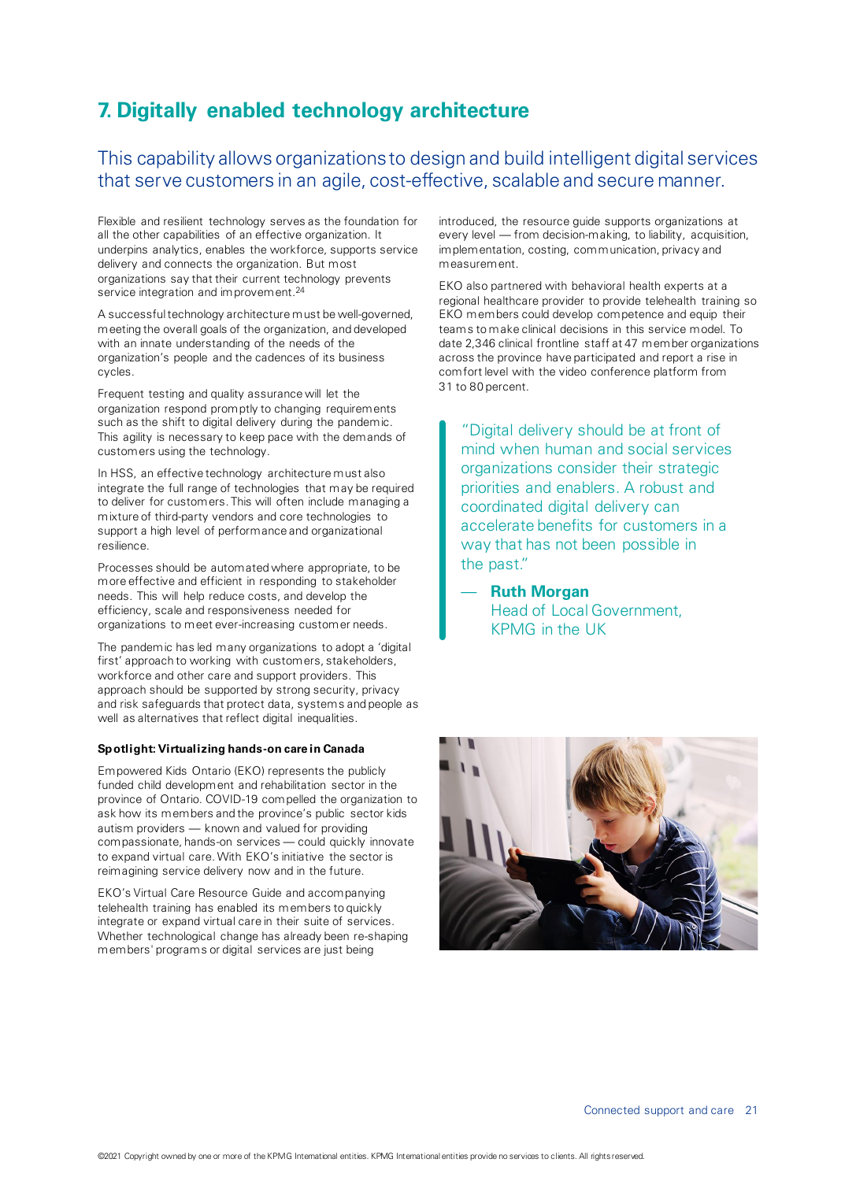## 7. Digitally enabled technology architecture

### This capability allows organizations to design and build intelligent digital services that serve customers in an agile, cost-effective, scalable and secure manner.

Flexible and resilient technology serves as the foundation for all the other capabilities of an effective organization. It underpins analytics, enables the workforce, supports service delivery and connects the organization. But most organizations say that their current technology prevents service integration and improvement.[24]

A successful technology architecture must be well-governed, meeting the overall goals of the organization, and developed with an innate understanding of the needs of the organization's people and the cadences of its business cycles.

Frequent testing and quality assurance will let the organization respond promptly to changing requirements such as the shift to digital delivery during the pandemic. This agility is necessary to keep pace with the demands of customers using the technology.

In HSS, an effective technology architecture must also integrate the full range of technologies that may be required to deliver for customers. This will often include managing a mixture of third-party vendors and core technologies to support a high level of performance and organizational resilience.

Processes should be automated where appropriate, to be more effective and efficient in responding to stakeholder needs. This will help reduce costs, and develop the efficiency, scale and responsiveness needed for organizations to meet ever-increasing customer needs.

The pandemic has led many organizations to adopt a 'digital first' approach to working with customers, stakeholders, workforce and other care and support providers. This approach should be supported by strong security, privacy and risk safeguards that protect data, systems and people as well as alternatives that reflect digital inequalities.

**Spotlight: Virtualizing hands-on care in Canada**

Empowered Kids Ontario (EKO) represents the publicly funded child development and rehabilitation sector in the province of Ontario. COVID-19 compelled the organization to ask how its members and the province's public sector kids autism providers — known and valued for providing compassionate, hands-on services — could quickly innovate to expand virtual care. With EKO's initiative the sector is reimagining service delivery now and in the future.

EKO's Virtual Care Resource Guide and accompanying telehealth training has enabled its members to quickly integrate or expand virtual care in their suite of services. Whether technological change has already been re-shaping members' programs or digital services are just being introduced, the resource guide supports organizations at every level — from decision-making, to liability, acquisition, implementation, costing, communication, privacy and measurement.

EKO also partnered with behavioral health experts at a regional healthcare provider to provide telehealth training so EKO members could develop competence and equip their teams to make clinical decisions in this service model. To date 2,346 clinical frontline staff at 47 member organizations across the province have participated and report a rise in comfort level with the video conference platform from 31 to 80 percent.

> "Digital delivery should be at front of mind when human and social services organizations consider their strategic priorities and enablers. A robust and coordinated digital delivery can accelerate benefits for customers in a way that has not been possible in the past."
>
> — **Ruth Morgan**
> Head of Local Government, KPMG in the UK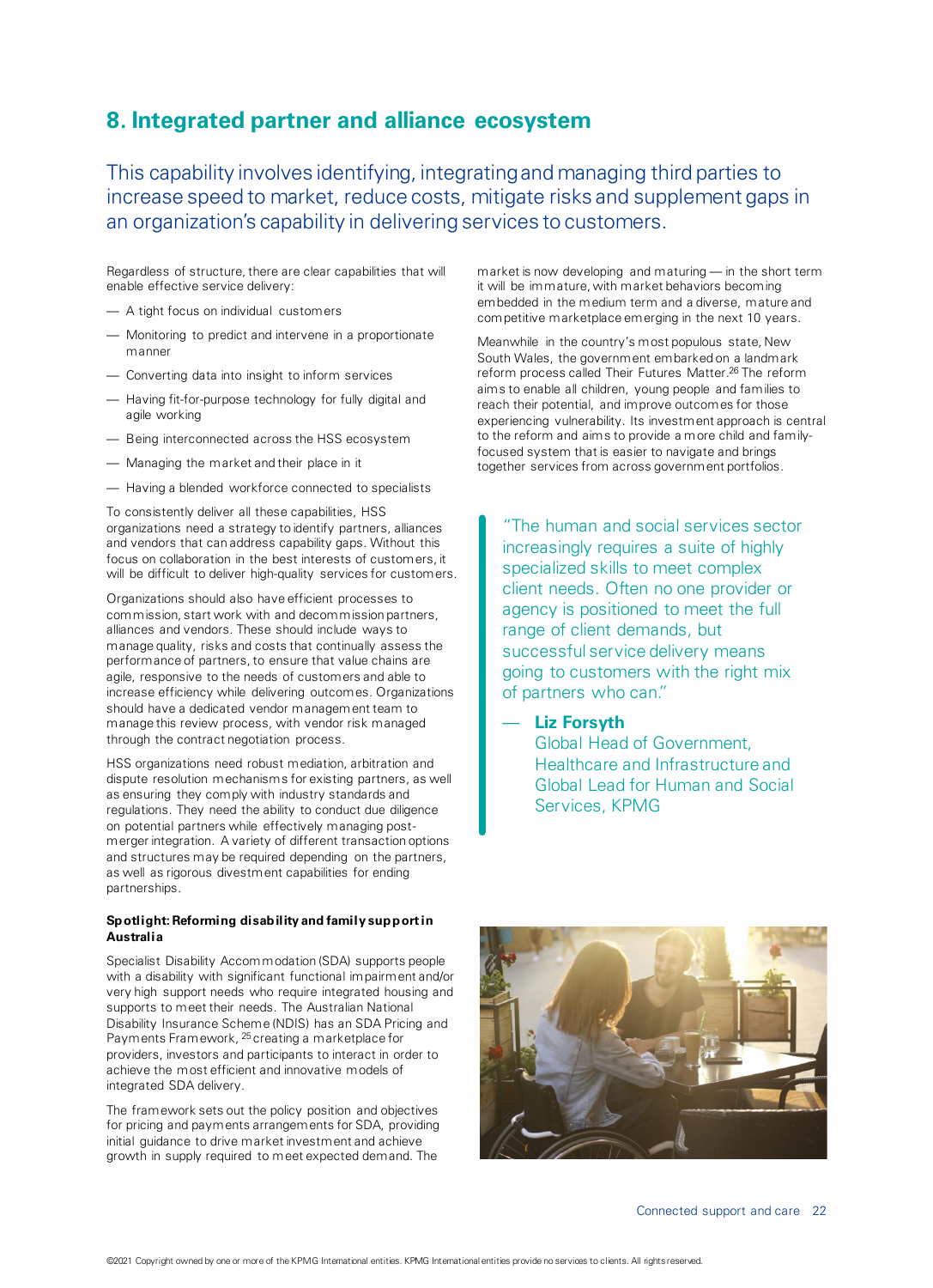## 8. Integrated partner and alliance ecosystem

This capability involves identifying, integrating and managing third parties to increase speed to market, reduce costs, mitigate risks and supplement gaps in an organization's capability in delivering services to customers.

Regardless of structure, there are clear capabilities that will enable effective service delivery:

- A tight focus on individual customers
- Monitoring to predict and intervene in a proportionate manner
- Converting data into insight to inform services
- Having fit-for-purpose technology for fully digital and agile working
- Being interconnected across the HSS ecosystem
- Managing the market and their place in it
- Having a blended workforce connected to specialists

To consistently deliver all these capabilities, HSS organizations need a strategy to identify partners, alliances and vendors that can address capability gaps. Without this focus on collaboration in the best interests of customers, it will be difficult to deliver high-quality services for customers.

Organizations should also have efficient processes to commission, start work with and decommission partners, alliances and vendors. These should include ways to manage quality, risks and costs that continually assess the performance of partners, to ensure that value chains are agile, responsive to the needs of customers and able to increase efficiency while delivering outcomes. Organizations should have a dedicated vendor management team to manage this review process, with vendor risk managed through the contract negotiation process.

HSS organizations need robust mediation, arbitration and dispute resolution mechanisms for existing partners, as well as ensuring they comply with industry standards and regulations. They need the ability to conduct due diligence on potential partners while effectively managing post-merger integration. A variety of different transaction options and structures may be required depending on the partners, as well as rigorous divestment capabilities for ending partnerships.

**Spotlight: Reforming disability and family support in Australia**

Specialist Disability Accommodation (SDA) supports people with a disability with significant functional impairment and/or very high support needs who require integrated housing and supports to meet their needs. The Australian National Disability Insurance Scheme (NDIS) has an SDA Pricing and Payments Framework,[25] creating a marketplace for providers, investors and participants to interact in order to achieve the most efficient and innovative models of integrated SDA delivery.

The framework sets out the policy position and objectives for pricing and payments arrangements for SDA, providing initial guidance to drive market investment and achieve growth in supply required to meet expected demand. The market is now developing and maturing — in the short term it will be immature, with market behaviors becoming embedded in the medium term and a diverse, mature and competitive marketplace emerging in the next 10 years.

Meanwhile in the country's most populous state, New South Wales, the government embarked on a landmark reform process called Their Futures Matter.[26] The reform aims to enable all children, young people and families to reach their potential, and improve outcomes for those experiencing vulnerability. Its investment approach is central to the reform and aims to provide a more child and family-focused system that is easier to navigate and brings together services from across government portfolios.

> "The human and social services sector increasingly requires a suite of highly specialized skills to meet complex client needs. Often no one provider or agency is positioned to meet the full range of client demands, but successful service delivery means going to customers with the right mix of partners who can."
>
> — **Liz Forsyth**
> Global Head of Government, Healthcare and Infrastructure and Global Lead for Human and Social Services, KPMG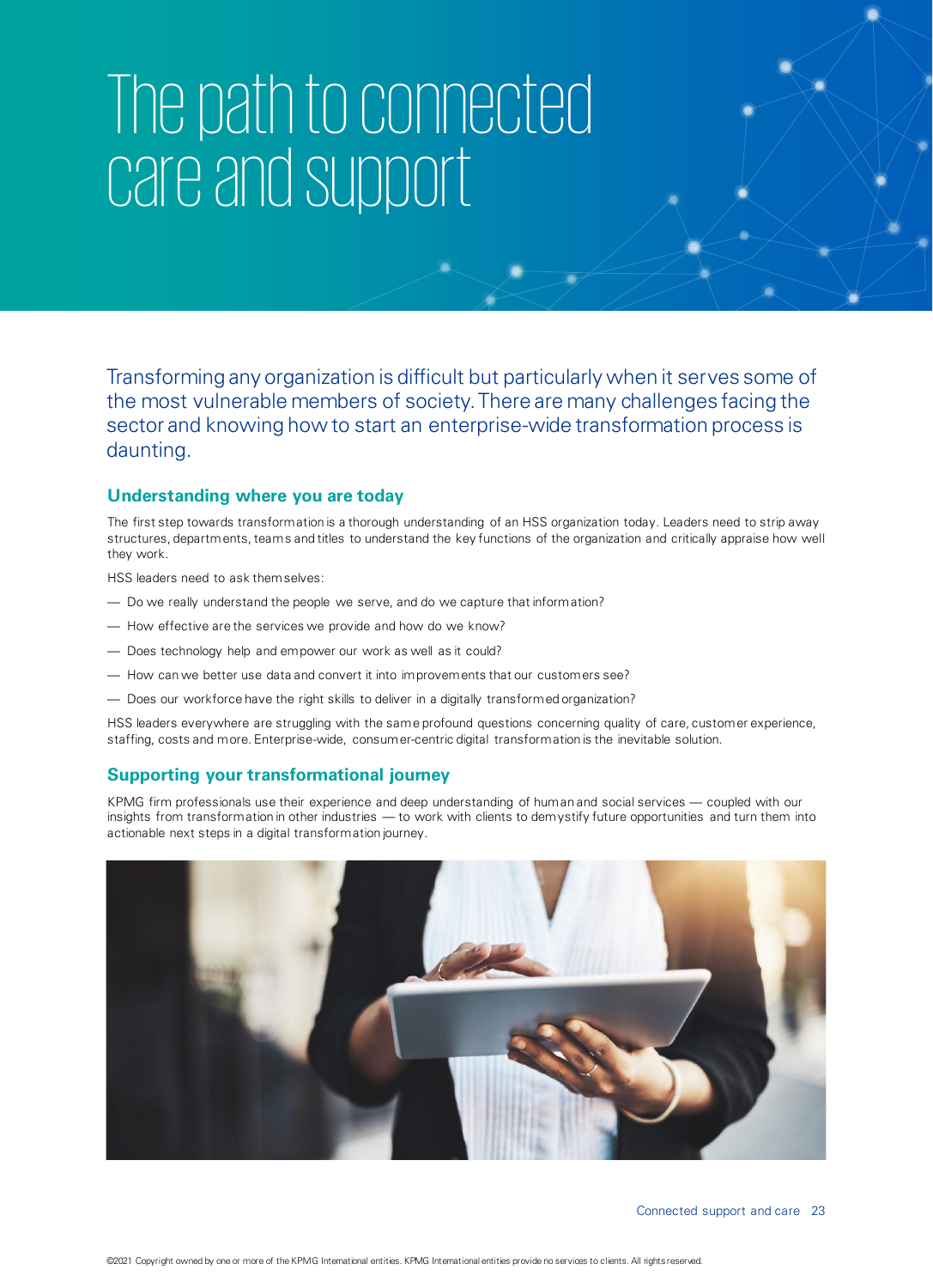# The path to connected care and support

Transforming any organization is difficult but particularly when it serves some of the most vulnerable members of society. There are many challenges facing the sector and knowing how to start an enterprise-wide transformation process is daunting.

## Understanding where you are today

The first step towards transformation is a thorough understanding of an HSS organization today. Leaders need to strip away structures, departments, teams and titles to understand the key functions of the organization and critically appraise how well they work.

HSS leaders need to ask themselves:

- Do we really understand the people we serve, and do we capture that information?
- How effective are the services we provide and how do we know?
- Does technology help and empower our work as well as it could?
- How can we better use data and convert it into improvements that our customers see?
- Does our workforce have the right skills to deliver in a digitally transformed organization?

HSS leaders everywhere are struggling with the same profound questions concerning quality of care, customer experience, staffing, costs and more. Enterprise-wide, consumer-centric digital transformation is the inevitable solution.

## Supporting your transformational journey

KPMG firm professionals use their experience and deep understanding of human and social services — coupled with our insights from transformation in other industries — to work with clients to demystify future opportunities and turn them into actionable next steps in a digital transformation journey.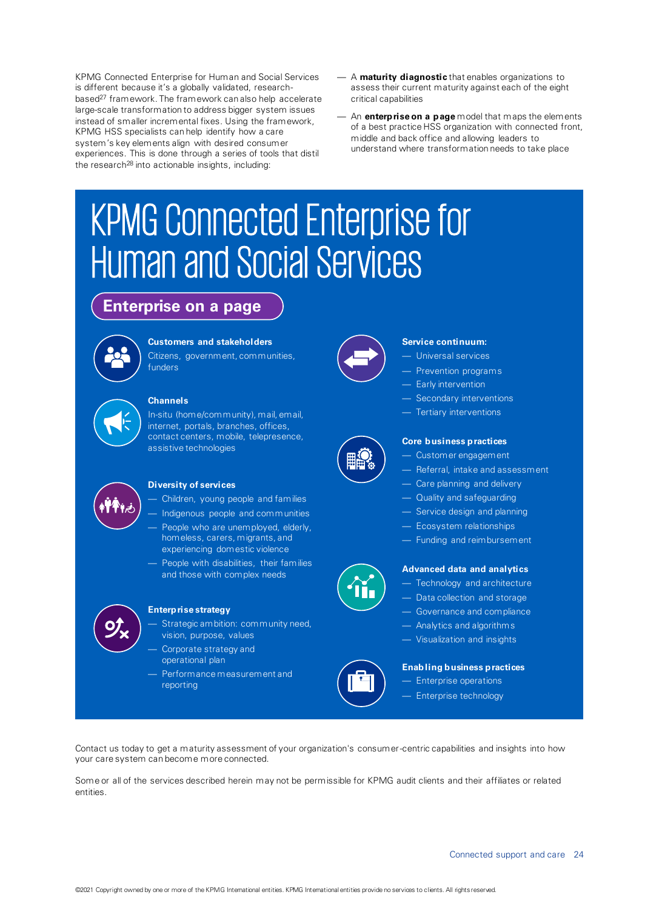KPMG Connected Enterprise for Human and Social Services is different because it's a globally validated, research-based[27] framework. The framework can also help accelerate large-scale transformation to address bigger system issues instead of smaller incremental fixes. Using the framework, KPMG HSS specialists can help identify how a care system's key elements align with desired consumer experiences. This is done through a series of tools that distil the research[28] into actionable insights, including:

- A **maturity diagnostic** that enables organizations to assess their current maturity against each of the eight critical capabilities
- An **enterprise on a page** model that maps the elements of a best practice HSS organization with connected front, middle and back office and allowing leaders to understand where transformation needs to take place

# KPMG Connected Enterprise for Human and Social Services

## Enterprise on a page

**Customers and stakeholders**

Citizens, government, communities, funders

**Channels**

In-situ (home/community), mail, email, internet, portals, branches, offices, contact centers, mobile, telepresence, assistive technologies

**Diversity of services**

- Children, young people and families
- Indigenous people and communities
- People who are unemployed, elderly, homeless, carers, migrants, and experiencing domestic violence
- People with disabilities, their families and those with complex needs

**Enterprise strategy**

- Strategic ambition: community need, vision, purpose, values
- Corporate strategy and operational plan
- Performance measurement and reporting

**Service continuum:**

- Universal services
- Prevention programs
- Early intervention
- Secondary interventions
- Tertiary interventions

**Core business practices**

- Customer engagement
- Referral, intake and assessment
- Care planning and delivery
- Quality and safeguarding
- Service design and planning
- Ecosystem relationships
- Funding and reimbursement

**Advanced data and analytics**

- Technology and architecture
- Data collection and storage
- Governance and compliance
- Analytics and algorithms
- Visualization and insights

**Enabling business practices**

- Enterprise operations
- Enterprise technology

Contact us today to get a maturity assessment of your organization's consumer-centric capabilities and insights into how your care system can become more connected.

Some or all of the services described herein may not be permissible for KPMG audit clients and their affiliates or related entities.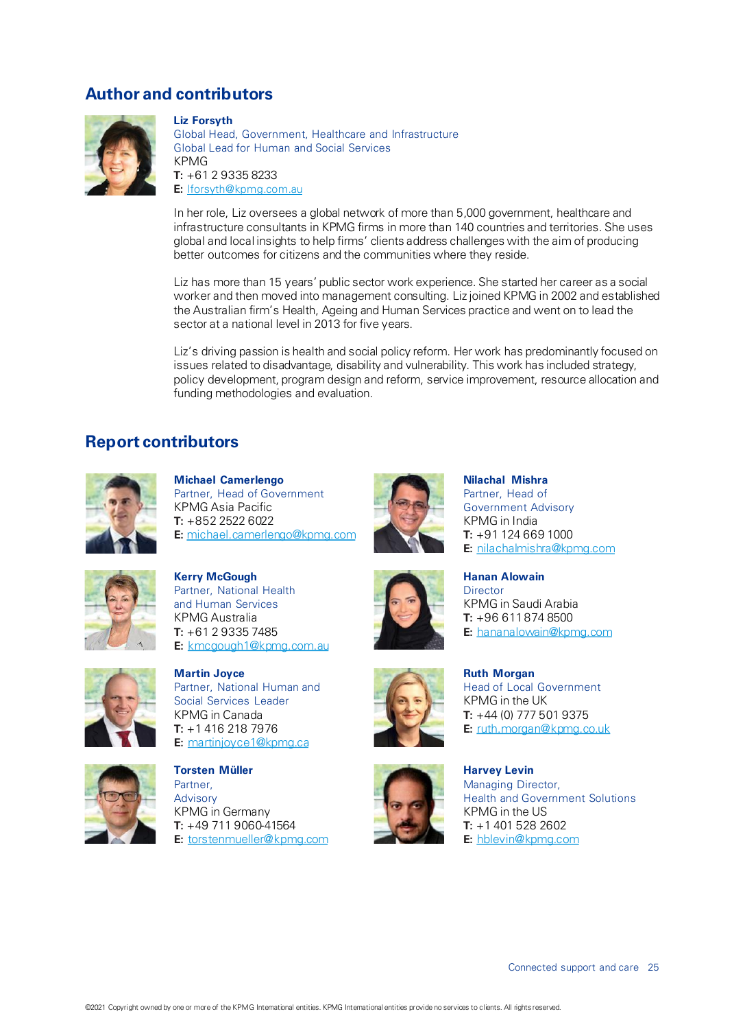## Author and contributors

**Liz Forsyth**
Global Head, Government, Healthcare and Infrastructure
Global Lead for Human and Social Services
KPMG
**T:** +61 2 9335 8233
**E:** lforsyth@kpmg.com.au

In her role, Liz oversees a global network of more than 5,000 government, healthcare and infrastructure consultants in KPMG firms in more than 140 countries and territories. She uses global and local insights to help firms' clients address challenges with the aim of producing better outcomes for citizens and the communities where they reside.

Liz has more than 15 years' public sector work experience. She started her career as a social worker and then moved into management consulting. Liz joined KPMG in 2002 and established the Australian firm's Health, Ageing and Human Services practice and went on to lead the sector at a national level in 2013 for five years.

Liz's driving passion is health and social policy reform. Her work has predominantly focused on issues related to disadvantage, disability and vulnerability. This work has included strategy, policy development, program design and reform, service improvement, resource allocation and funding methodologies and evaluation.

## Report contributors

**Michael Camerlengo**
Partner, Head of Government
KPMG Asia Pacific
**T:** +852 2522 6022
**E:** michael.camerlengo@kpmg.com

**Kerry McGough**
Partner, National Health and Human Services
KPMG Australia
**T:** +61 2 9335 7485
**E:** kmcgough1@kpmg.com.au

**Martin Joyce**
Partner, National Human and Social Services Leader
KPMG in Canada
**T:** +1 416 218 7976
**E:** martinjoyce1@kpmg.ca

**Torsten Müller**
Partner, Advisory
KPMG in Germany
**T:** +49 711 9060-41564
**E:** torstenmueller@kpmg.com

**Nilachal Mishra**
Partner, Head of Government Advisory
KPMG in India
**T:** +91 124 669 1000
**E:** nilachalmishra@kpmg.com

**Hanan Alowain**
Director
KPMG in Saudi Arabia
**T:** +96 611 874 8500
**E:** hananalowain@kpmg.com

**Ruth Morgan**
Head of Local Government
KPMG in the UK
**T:** +44 (0) 777 501 9375
**E:** ruth.morgan@kpmg.co.uk

**Harvey Levin**
Managing Director, Health and Government Solutions
KPMG in the US
**T:** +1 401 528 2602
**E:** hblevin@kpmg.com

©2021 Copyright owned by one or more of the KPMG International entities. KPMG International entities provide no services to clients. All rights reserved.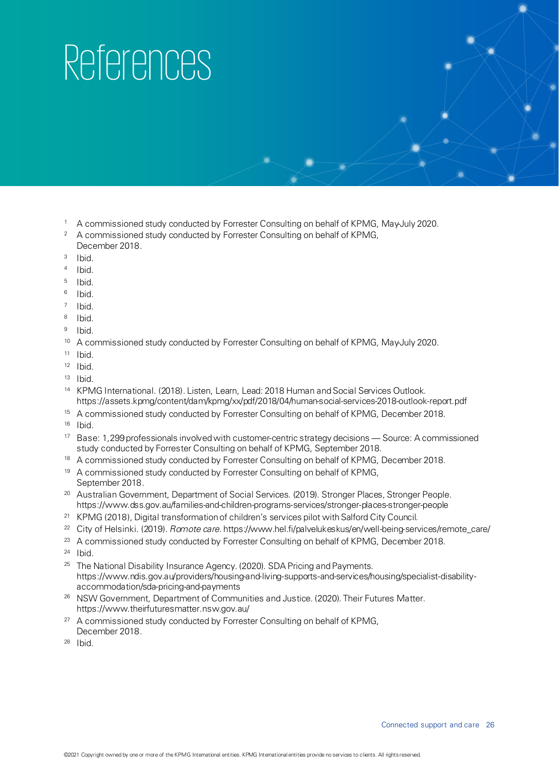# References

1. A commissioned study conducted by Forrester Consulting on behalf of KPMG, May-July 2020.
2. A commissioned study conducted by Forrester Consulting on behalf of KPMG, December 2018.
3. Ibid.
4. Ibid.
5. Ibid.
6. Ibid.
7. Ibid.
8. Ibid.
9. Ibid.
10. A commissioned study conducted by Forrester Consulting on behalf of KPMG, May-July 2020.
11. Ibid.
12. Ibid.
13. Ibid.
14. KPMG International. (2018). Listen, Learn, Lead: 2018 Human and Social Services Outlook. https://assets.kpmg/content/dam/kpmg/xx/pdf/2018/04/human-social-services-2018-outlook-report.pdf
15. A commissioned study conducted by Forrester Consulting on behalf of KPMG, December 2018.
16. Ibid.
17. Base: 1,299 professionals involved with customer-centric strategy decisions — Source: A commissioned study conducted by Forrester Consulting on behalf of KPMG, September 2018.
18. A commissioned study conducted by Forrester Consulting on behalf of KPMG, December 2018.
19. A commissioned study conducted by Forrester Consulting on behalf of KPMG, September 2018.
20. Australian Government, Department of Social Services. (2019). Stronger Places, Stronger People. https://www.dss.gov.au/families-and-children-programs-services/stronger-places-stronger-people
21. KPMG (2018), Digital transformation of children's services pilot with Salford City Council.
22. City of Helsinki. (2019). *Romote care*. https://www.hel.fi/palvelukeskus/en/well-being-services/remote_care/
23. A commissioned study conducted by Forrester Consulting on behalf of KPMG, December 2018.
24. Ibid.
25. The National Disability Insurance Agency. (2020). SDA Pricing and Payments. https://www.ndis.gov.au/providers/housing-and-living-supports-and-services/housing/specialist-disability-accommodation/sda-pricing-and-payments
26. NSW Government, Department of Communities and Justice. (2020). Their Futures Matter. https://www.theirfuturesmatter.nsw.gov.au/
27. A commissioned study conducted by Forrester Consulting on behalf of KPMG, December 2018.
28. Ibid.

©2021 Copyright owned by one or more of the KPMG International entities. KPMG International entities provide no services to clients. All rights reserved.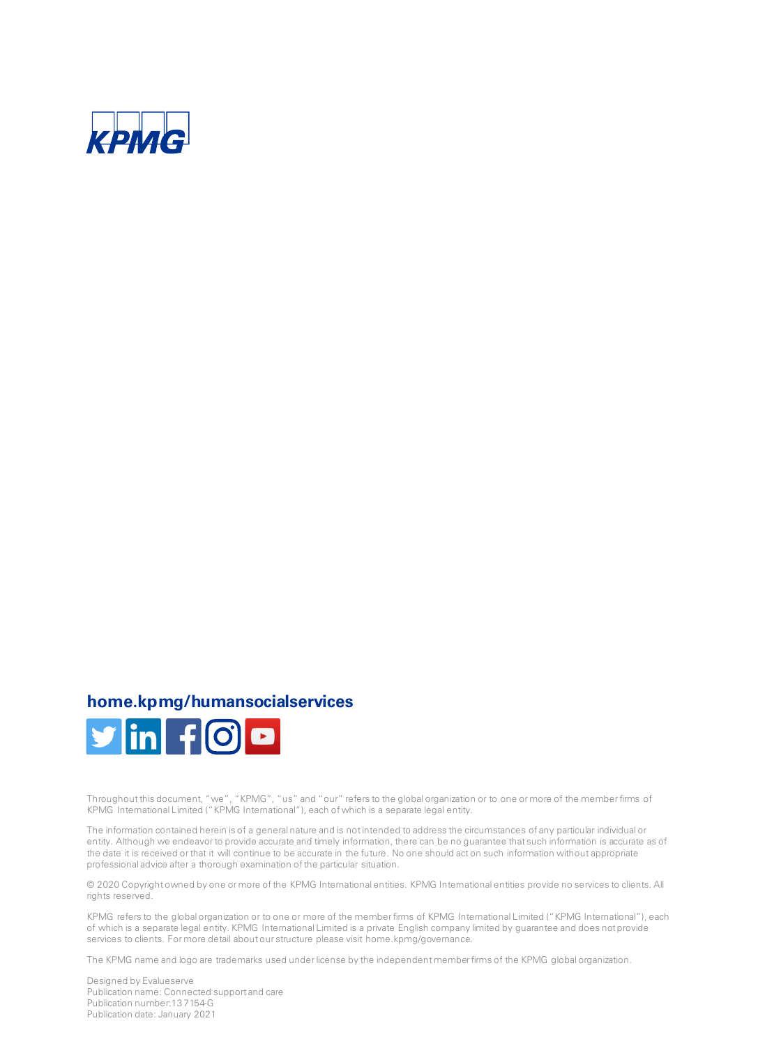KPMG

**home.kpmg/humansocialservices**

Throughout this document, "we", "KPMG", "us" and "our" refers to the global organization or to one or more of the member firms of KPMG International Limited ("KPMG International"), each of which is a separate legal entity.

The information contained herein is of a general nature and is not intended to address the circumstances of any particular individual or entity. Although we endeavor to provide accurate and timely information, there can be no guarantee that such information is accurate as of the date it is received or that it will continue to be accurate in the future. No one should act on such information without appropriate professional advice after a thorough examination of the particular situation.

© 2020 Copyright owned by one or more of the KPMG International entities. KPMG International entities provide no services to clients. All rights reserved.

KPMG refers to the global organization or to one or more of the member firms of KPMG International Limited ("KPMG International"), each of which is a separate legal entity. KPMG International Limited is a private English company limited by guarantee and does not provide services to clients. For more detail about our structure please visit home.kpmg/governance.

The KPMG name and logo are trademarks used under license by the independent member firms of the KPMG global organization.

Designed by Evalueserve
Publication name: Connected support and care
Publication number: 137154-G
Publication date: January 2021